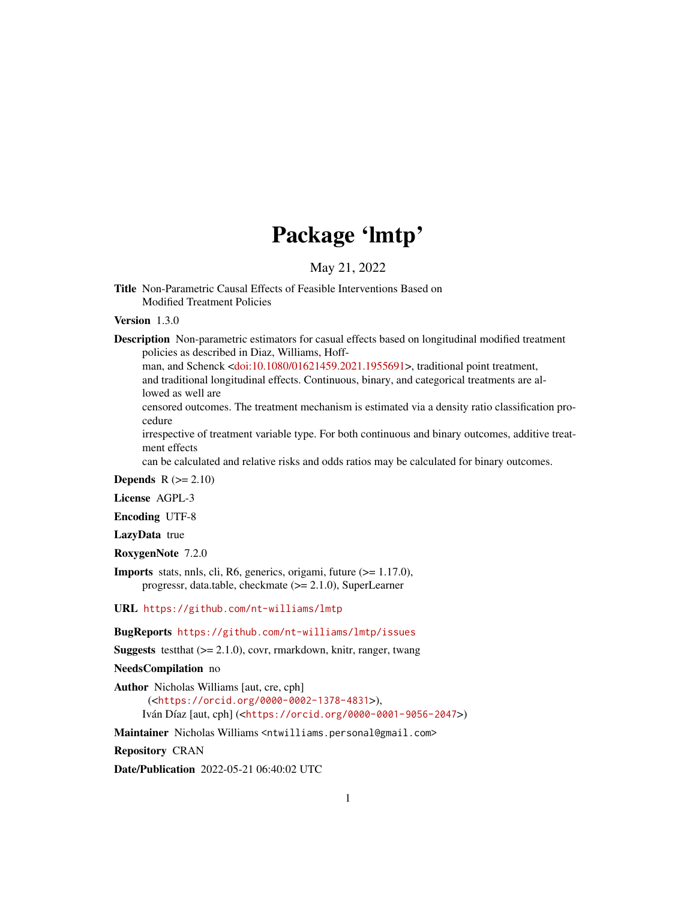# Package 'lmtp'

May 21, 2022

**Title** Non-Parametric Causal Effects of Feasible Interventions Based on Modified Treatment Policies

**Version** 1.3.0

**Description** Non-parametric estimators for casual effects based on longitudinal modified treatment policies as described in Diaz, Williams, Hoffman, and Schenck <doi:10.1080/01621459.2021.1955691>, traditional point treatment, and traditional longitudinal effects. Continuous, binary, and categorical treatments are allowed as well are censored outcomes. The treatment mechanism is estimated via a density ratio classification procedure irrespective of treatment variable type. For both continuous and binary outcomes, additive treatment effects can be calculated and relative risks and odds ratios may be calculated for binary outcomes.

**Depends** R (>= 2.10)

**License** AGPL-3

**Encoding** UTF-8

**LazyData** true

**RoxygenNote** 7.2.0

**Imports** stats, nnls, cli, R6, generics, origami, future (>= 1.17.0), progressr, data.table, checkmate (>= 2.1.0), SuperLearner

**URL** https://github.com/nt-williams/lmtp

**BugReports** https://github.com/nt-williams/lmtp/issues

**Suggests** testthat (>= 2.1.0), covr, rmarkdown, knitr, ranger, twang

**NeedsCompilation** no

**Author** Nicholas Williams [aut, cre, cph] (<https://orcid.org/0000-0002-1378-4831>), Iván Díaz [aut, cph] (<https://orcid.org/0000-0001-9056-2047>)

**Maintainer** Nicholas Williams <ntwilliams.personal@gmail.com>

**Repository** CRAN

**Date/Publication** 2022-05-21 06:40:02 UTC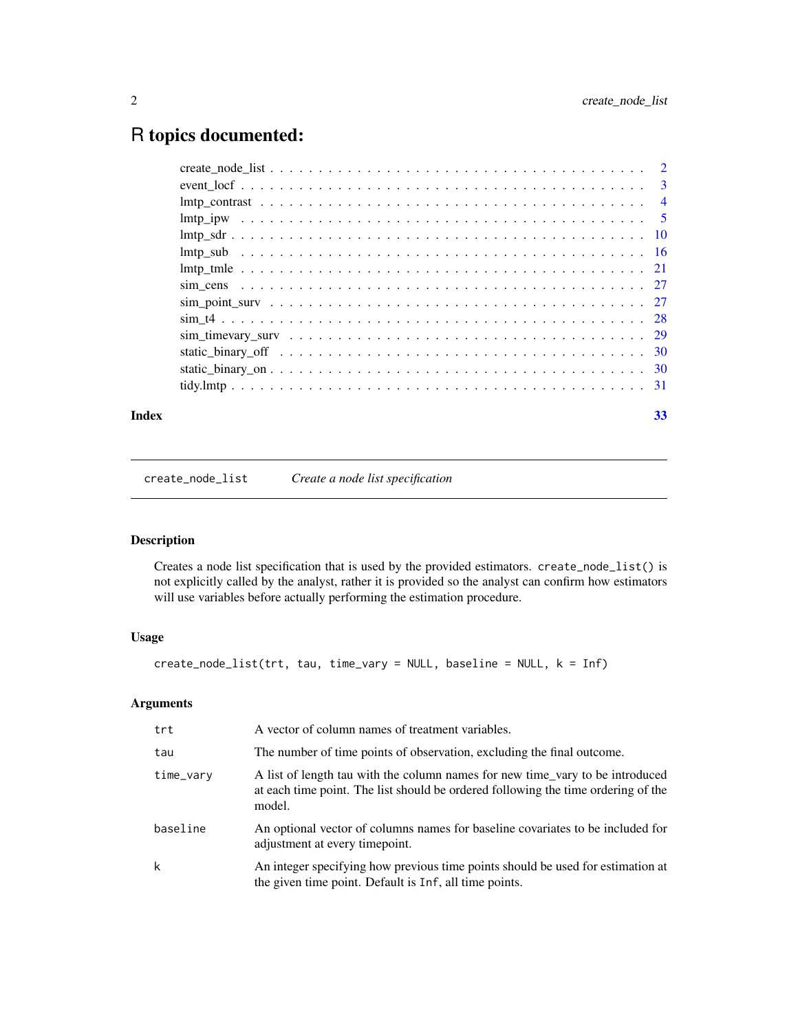# R topics documented:

| | |
|---|---|
| create_node_list | 2 |
| event_locf | 3 |
| lmtp_contrast | 4 |
| lmtp_ipw | 5 |
| lmtp_sdr | 10 |
| lmtp_sub | 16 |
| lmtp_tmle | 21 |
| sim_cens | 27 |
| sim_point_surv | 27 |
| sim_t4 | 28 |
| sim_timevary_surv | 29 |
| static_binary_off | 30 |
| static_binary_on | 30 |
| tidy.lmtp | 31 |
| **Index** | **33** |

---

`create_node_list` *Create a node list specification*

---

## Description

Creates a node list specification that is used by the provided estimators. `create_node_list()` is not explicitly called by the analyst, rather it is provided so the analyst can confirm how estimators will use variables before actually performing the estimation procedure.

## Usage

```
create_node_list(trt, tau, time_vary = NULL, baseline = NULL, k = Inf)
```

## Arguments

| | |
|---|---|
| `trt` | A vector of column names of treatment variables. |
| `tau` | The number of time points of observation, excluding the final outcome. |
| `time_vary` | A list of length tau with the column names for new time_vary to be introduced at each time point. The list should be ordered following the time ordering of the model. |
| `baseline` | An optional vector of columns names for baseline covariates to be included for adjustment at every timepoint. |
| `k` | An integer specifying how previous time points should be used for estimation at the given time point. Default is `Inf`, all time points. |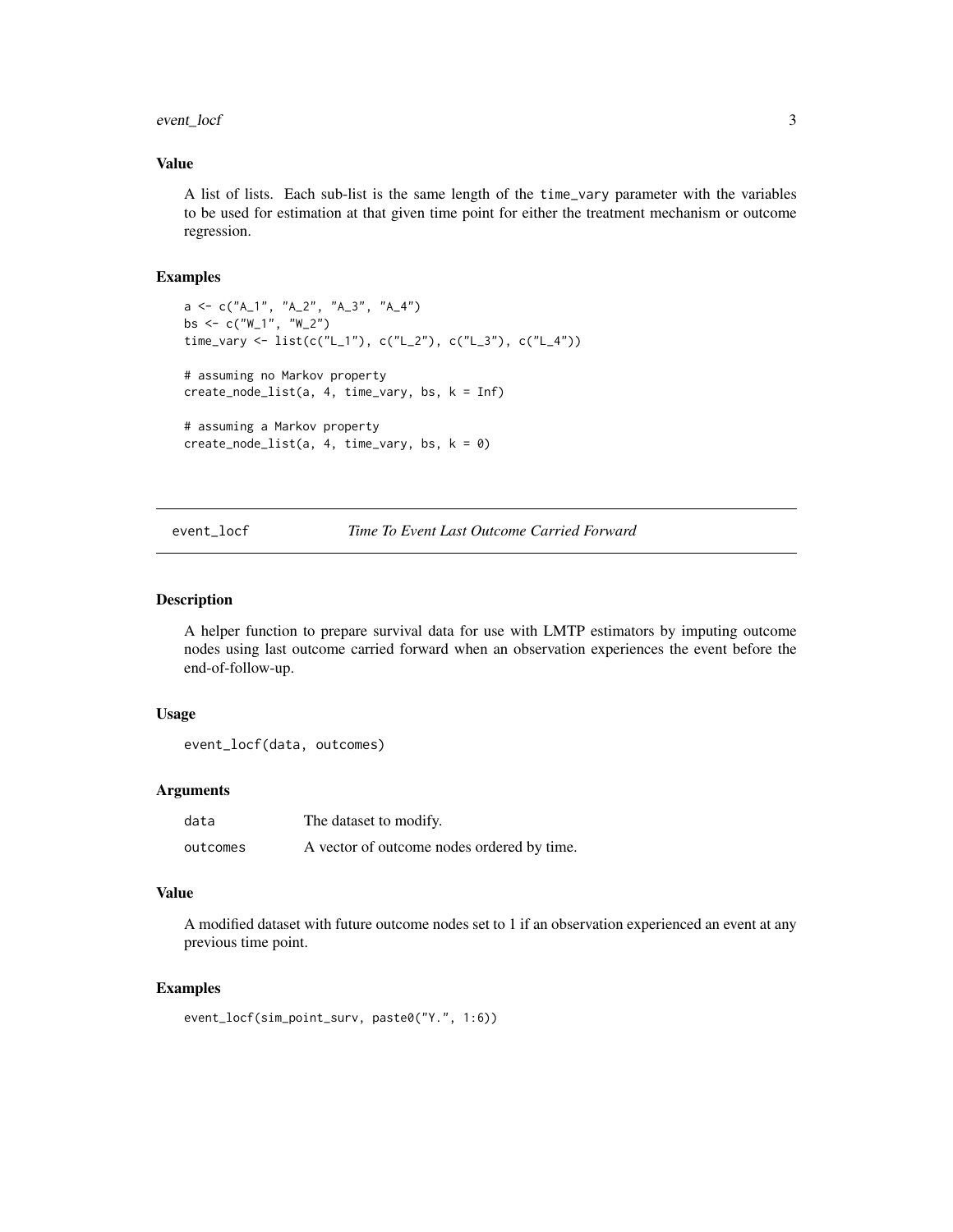### Value

A list of lists. Each sub-list is the same length of the time_vary parameter with the variables to be used for estimation at that given time point for either the treatment mechanism or outcome regression.

### Examples

```
a <- c("A_1", "A_2", "A_3", "A_4")
bs <- c("W_1", "W_2")
time_vary <- list(c("L_1"), c("L_2"), c("L_3"), c("L_4"))

# assuming no Markov property
create_node_list(a, 4, time_vary, bs, k = Inf)

# assuming a Markov property
create_node_list(a, 4, time_vary, bs, k = 0)
```

---

## event_locf &nbsp;&nbsp;&nbsp; *Time To Event Last Outcome Carried Forward*

---

### Description

A helper function to prepare survival data for use with LMTP estimators by imputing outcome nodes using last outcome carried forward when an observation experiences the event before the end-of-follow-up.

### Usage

```
event_locf(data, outcomes)
```

### Arguments

| | |
|---|---|
| data | The dataset to modify. |
| outcomes | A vector of outcome nodes ordered by time. |

### Value

A modified dataset with future outcome nodes set to 1 if an observation experienced an event at any previous time point.

### Examples

```
event_locf(sim_point_surv, paste0("Y.", 1:6))
```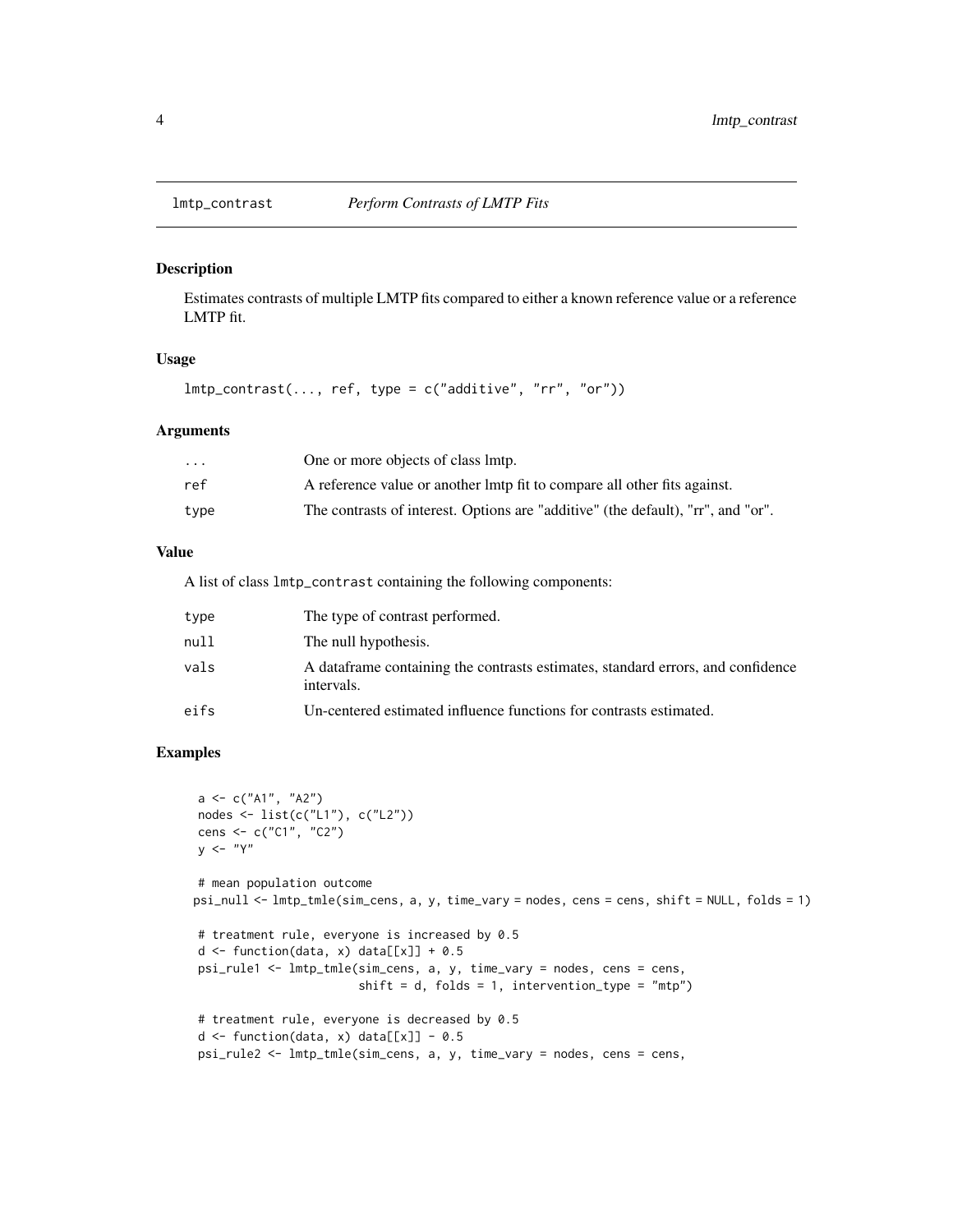## lmtp_contrast — *Perform Contrasts of LMTP Fits*

### Description

Estimates contrasts of multiple LMTP fits compared to either a known reference value or a reference LMTP fit.

### Usage

```
lmtp_contrast(..., ref, type = c("additive", "rr", "or"))
```

### Arguments

| | |
|---|---|
| ... | One or more objects of class lmtp. |
| ref | A reference value or another lmtp fit to compare all other fits against. |
| type | The contrasts of interest. Options are "additive" (the default), "rr", and "or". |

### Value

A list of class `lmtp_contrast` containing the following components:

| | |
|---|---|
| type | The type of contrast performed. |
| null | The null hypothesis. |
| vals | A dataframe containing the contrasts estimates, standard errors, and confidence intervals. |
| eifs | Un-centered estimated influence functions for contrasts estimated. |

### Examples

```
a <- c("A1", "A2")
nodes <- list(c("L1"), c("L2"))
cens <- c("C1", "C2")
y <- "Y"

# mean population outcome
psi_null <- lmtp_tmle(sim_cens, a, y, time_vary = nodes, cens = cens, shift = NULL, folds = 1)

# treatment rule, everyone is increased by 0.5
d <- function(data, x) data[[x]] + 0.5
psi_rule1 <- lmtp_tmle(sim_cens, a, y, time_vary = nodes, cens = cens,
                       shift = d, folds = 1, intervention_type = "mtp")

# treatment rule, everyone is decreased by 0.5
d <- function(data, x) data[[x]] - 0.5
psi_rule2 <- lmtp_tmle(sim_cens, a, y, time_vary = nodes, cens = cens,
```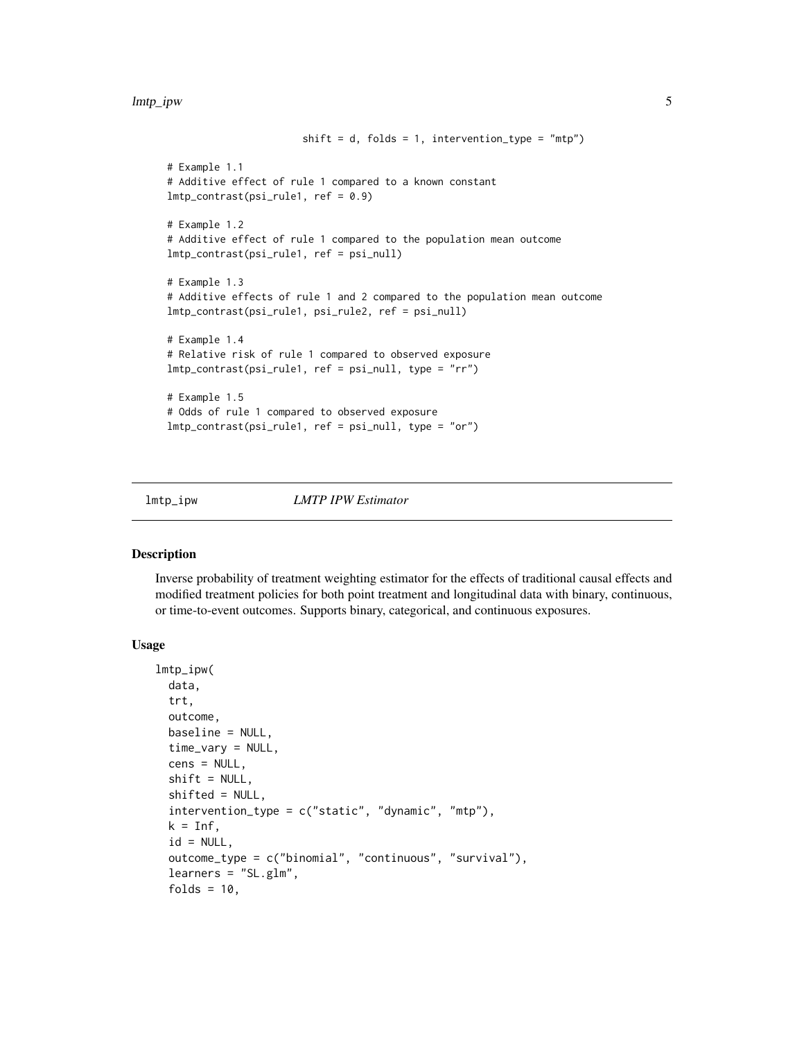```
                        shift = d, folds = 1, intervention_type = "mtp")

# Example 1.1
# Additive effect of rule 1 compared to a known constant
lmtp_contrast(psi_rule1, ref = 0.9)

# Example 1.2
# Additive effect of rule 1 compared to the population mean outcome
lmtp_contrast(psi_rule1, ref = psi_null)

# Example 1.3
# Additive effects of rule 1 and 2 compared to the population mean outcome
lmtp_contrast(psi_rule1, psi_rule2, ref = psi_null)

# Example 1.4
# Relative risk of rule 1 compared to observed exposure
lmtp_contrast(psi_rule1, ref = psi_null, type = "rr")

# Example 1.5
# Odds of rule 1 compared to observed exposure
lmtp_contrast(psi_rule1, ref = psi_null, type = "or")
```

## lmtp_ipw — *LMTP IPW Estimator*

### Description

Inverse probability of treatment weighting estimator for the effects of traditional causal effects and modified treatment policies for both point treatment and longitudinal data with binary, continuous, or time-to-event outcomes. Supports binary, categorical, and continuous exposures.

### Usage

```
lmtp_ipw(
  data,
  trt,
  outcome,
  baseline = NULL,
  time_vary = NULL,
  cens = NULL,
  shift = NULL,
  shifted = NULL,
  intervention_type = c("static", "dynamic", "mtp"),
  k = Inf,
  id = NULL,
  outcome_type = c("binomial", "continuous", "survival"),
  learners = "SL.glm",
  folds = 10,
```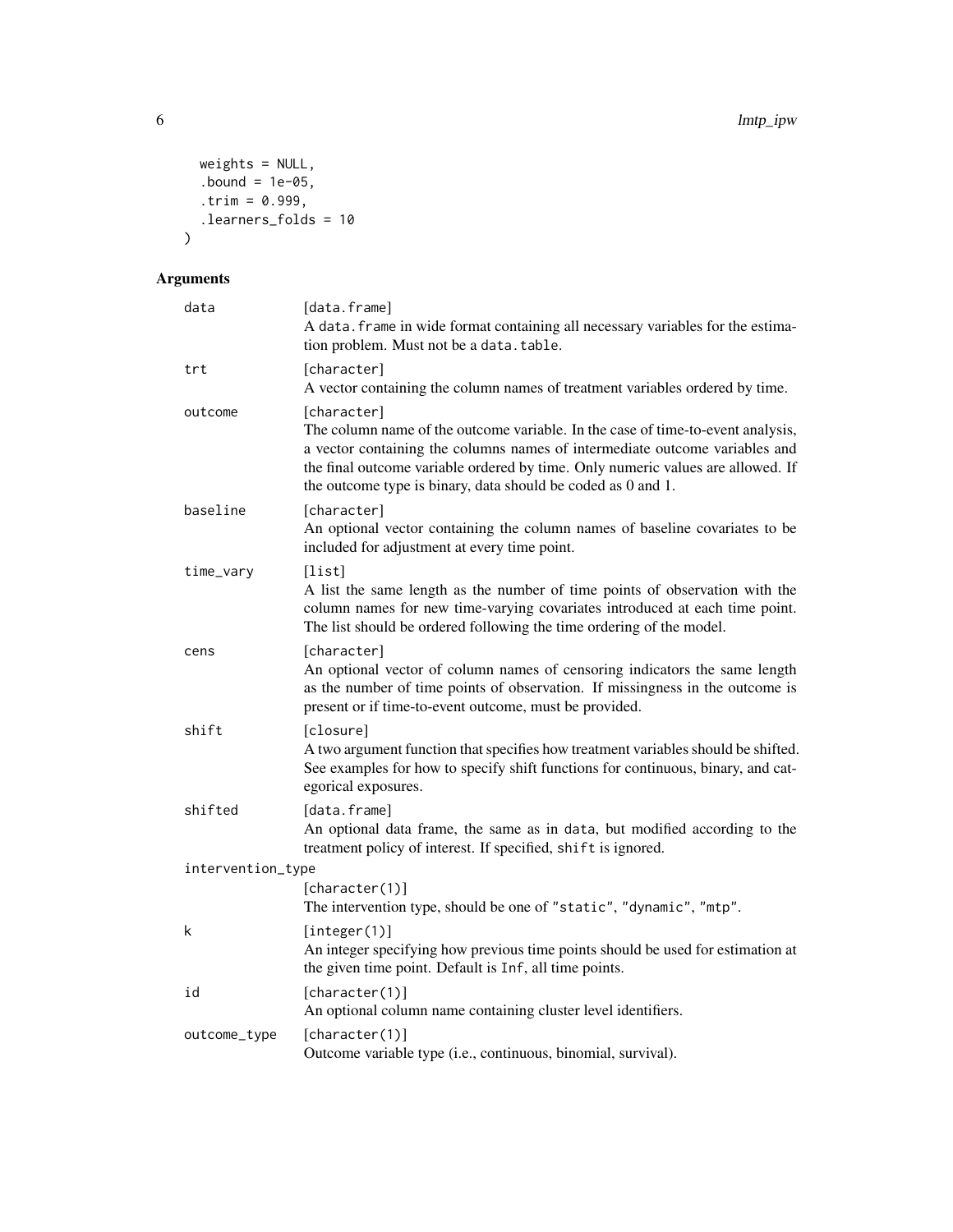```
  weights = NULL,
  .bound = 1e-05,
  .trim = 0.999,
  .learners_folds = 10
)
```

## Arguments

| | |
|---|---|
| data | [data.frame] A data.frame in wide format containing all necessary variables for the estimation problem. Must not be a data.table. |
| trt | [character] A vector containing the column names of treatment variables ordered by time. |
| outcome | [character] The column name of the outcome variable. In the case of time-to-event analysis, a vector containing the columns names of intermediate outcome variables and the final outcome variable ordered by time. Only numeric values are allowed. If the outcome type is binary, data should be coded as 0 and 1. |
| baseline | [character] An optional vector containing the column names of baseline covariates to be included for adjustment at every time point. |
| time_vary | [list] A list the same length as the number of time points of observation with the column names for new time-varying covariates introduced at each time point. The list should be ordered following the time ordering of the model. |
| cens | [character] An optional vector of column names of censoring indicators the same length as the number of time points of observation. If missingness in the outcome is present or if time-to-event outcome, must be provided. |
| shift | [closure] A two argument function that specifies how treatment variables should be shifted. See examples for how to specify shift functions for continuous, binary, and categorical exposures. |
| shifted | [data.frame] An optional data frame, the same as in data, but modified according to the treatment policy of interest. If specified, shift is ignored. |
| intervention_type | [character(1)] The intervention type, should be one of "static", "dynamic", "mtp". |
| k | [integer(1)] An integer specifying how previous time points should be used for estimation at the given time point. Default is Inf, all time points. |
| id | [character(1)] An optional column name containing cluster level identifiers. |
| outcome_type | [character(1)] Outcome variable type (i.e., continuous, binomial, survival). |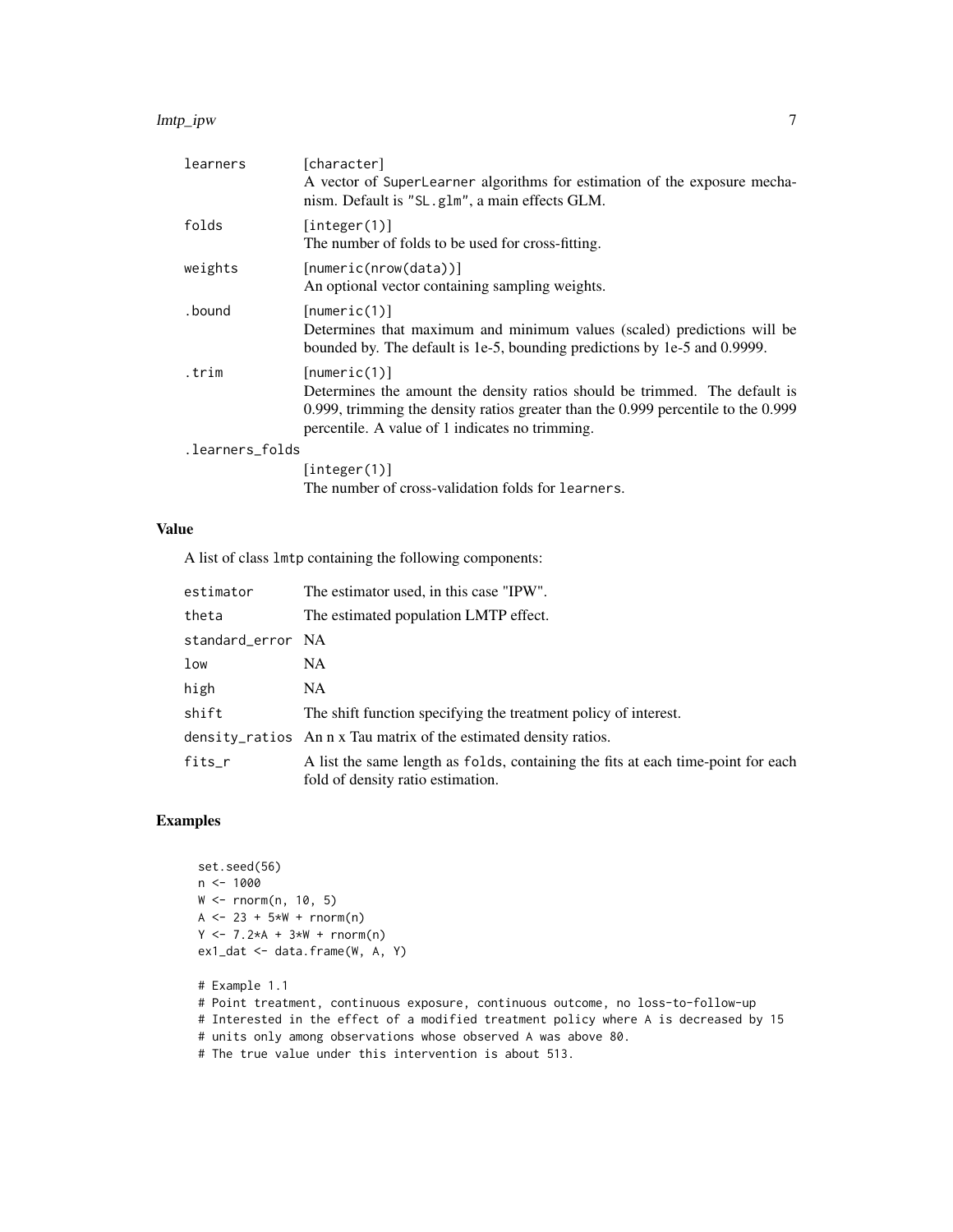| | |
|---|---|
| learners | [character]<br>A vector of SuperLearner algorithms for estimation of the exposure mechanism. Default is "SL.glm", a main effects GLM. |
| folds | [integer(1)]<br>The number of folds to be used for cross-fitting. |
| weights | [numeric(nrow(data))]<br>An optional vector containing sampling weights. |
| .bound | [numeric(1)]<br>Determines that maximum and minimum values (scaled) predictions will be bounded by. The default is 1e-5, bounding predictions by 1e-5 and 0.9999. |
| .trim | [numeric(1)]<br>Determines the amount the density ratios should be trimmed. The default is 0.999, trimming the density ratios greater than the 0.999 percentile to the 0.999 percentile. A value of 1 indicates no trimming. |
| .learners_folds | [integer(1)]<br>The number of cross-validation folds for learners. |

## Value

A list of class lmtp containing the following components:

| | |
|---|---|
| estimator | The estimator used, in this case "IPW". |
| theta | The estimated population LMTP effect. |
| standard_error | NA |
| low | NA |
| high | NA |
| shift | The shift function specifying the treatment policy of interest. |
| density_ratios | An n x Tau matrix of the estimated density ratios. |
| fits_r | A list the same length as folds, containing the fits at each time-point for each fold of density ratio estimation. |

## Examples

```
set.seed(56)
n <- 1000
W <- rnorm(n, 10, 5)
A <- 23 + 5*W + rnorm(n)
Y <- 7.2*A + 3*W + rnorm(n)
ex1_dat <- data.frame(W, A, Y)

# Example 1.1
# Point treatment, continuous exposure, continuous outcome, no loss-to-follow-up
# Interested in the effect of a modified treatment policy where A is decreased by 15
# units only among observations whose observed A was above 80.
# The true value under this intervention is about 513.
```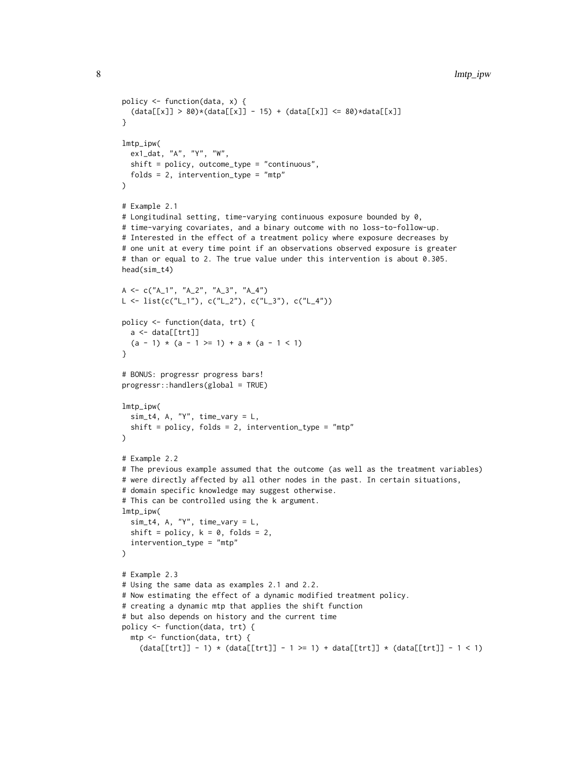```
policy <- function(data, x) {
  (data[[x]] > 80)*(data[[x]] - 15) + (data[[x]] <= 80)*data[[x]]
}

lmtp_ipw(
  ex1_dat, "A", "Y", "W",
  shift = policy, outcome_type = "continuous",
  folds = 2, intervention_type = "mtp"
)

# Example 2.1
# Longitudinal setting, time-varying continuous exposure bounded by 0,
# time-varying covariates, and a binary outcome with no loss-to-follow-up.
# Interested in the effect of a treatment policy where exposure decreases by
# one unit at every time point if an observations observed exposure is greater
# than or equal to 2. The true value under this intervention is about 0.305.
head(sim_t4)

A <- c("A_1", "A_2", "A_3", "A_4")
L <- list(c("L_1"), c("L_2"), c("L_3"), c("L_4"))

policy <- function(data, trt) {
  a <- data[[trt]]
  (a - 1) * (a - 1 >= 1) + a * (a - 1 < 1)
}

# BONUS: progressr progress bars!
progressr::handlers(global = TRUE)

lmtp_ipw(
  sim_t4, A, "Y", time_vary = L,
  shift = policy, folds = 2, intervention_type = "mtp"
)

# Example 2.2
# The previous example assumed that the outcome (as well as the treatment variables)
# were directly affected by all other nodes in the past. In certain situations,
# domain specific knowledge may suggest otherwise.
# This can be controlled using the k argument.
lmtp_ipw(
  sim_t4, A, "Y", time_vary = L,
  shift = policy, k = 0, folds = 2,
  intervention_type = "mtp"
)

# Example 2.3
# Using the same data as examples 2.1 and 2.2.
# Now estimating the effect of a dynamic modified treatment policy.
# creating a dynamic mtp that applies the shift function
# but also depends on history and the current time
policy <- function(data, trt) {
  mtp <- function(data, trt) {
    (data[[trt]] - 1) * (data[[trt]] - 1 >= 1) + data[[trt]] * (data[[trt]] - 1 < 1)
```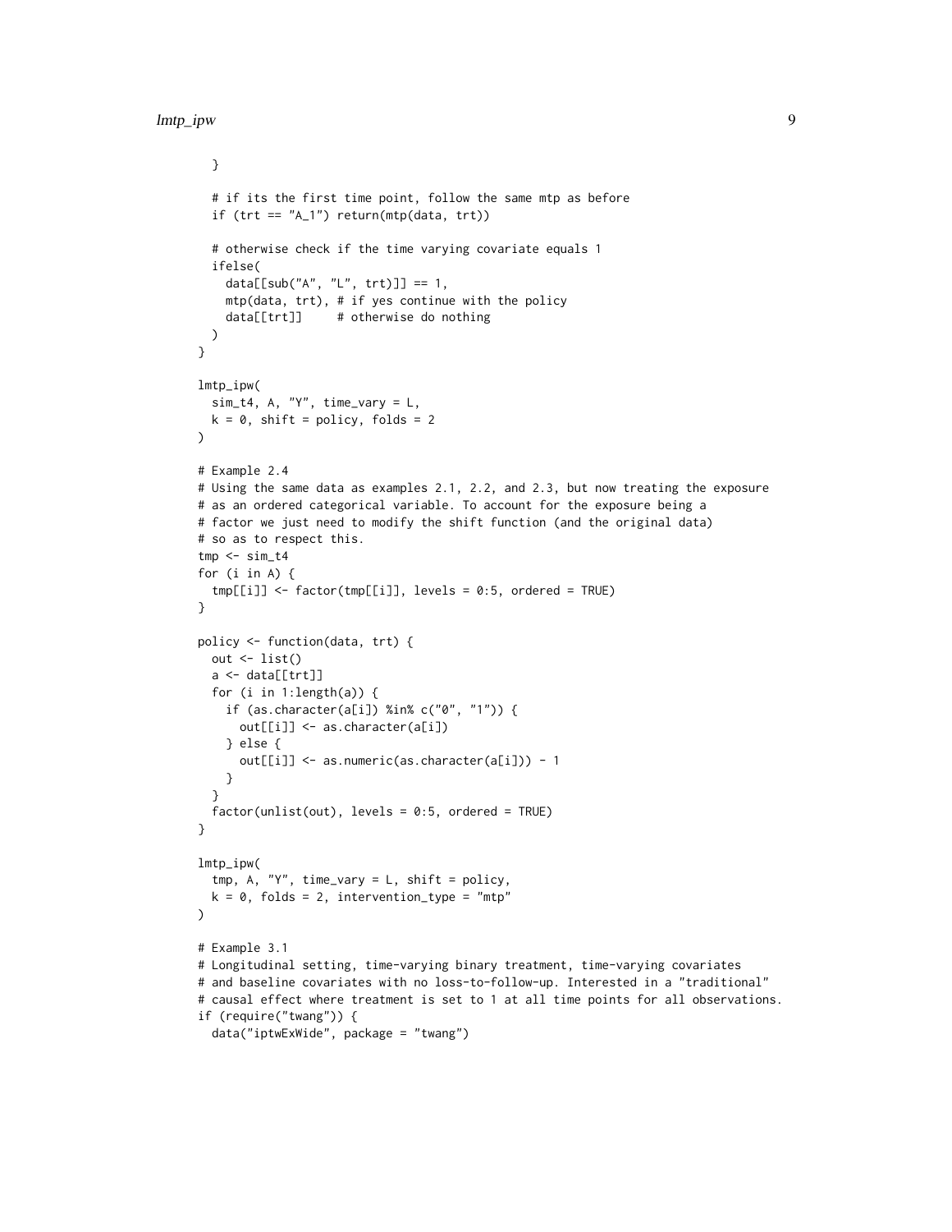```
  }

  # if its the first time point, follow the same mtp as before
  if (trt == "A_1") return(mtp(data, trt))

  # otherwise check if the time varying covariate equals 1
  ifelse(
    data[[sub("A", "L", trt)]] == 1,
    mtp(data, trt), # if yes continue with the policy
    data[[trt]]     # otherwise do nothing
  )
}

lmtp_ipw(
  sim_t4, A, "Y", time_vary = L,
  k = 0, shift = policy, folds = 2
)

# Example 2.4
# Using the same data as examples 2.1, 2.2, and 2.3, but now treating the exposure
# as an ordered categorical variable. To account for the exposure being a
# factor we just need to modify the shift function (and the original data)
# so as to respect this.
tmp <- sim_t4
for (i in A) {
  tmp[[i]] <- factor(tmp[[i]], levels = 0:5, ordered = TRUE)
}

policy <- function(data, trt) {
  out <- list()
  a <- data[[trt]]
  for (i in 1:length(a)) {
    if (as.character(a[i]) %in% c("0", "1")) {
      out[[i]] <- as.character(a[i])
    } else {
      out[[i]] <- as.numeric(as.character(a[i])) - 1
    }
  }
  factor(unlist(out), levels = 0:5, ordered = TRUE)
}

lmtp_ipw(
  tmp, A, "Y", time_vary = L, shift = policy,
  k = 0, folds = 2, intervention_type = "mtp"
)

# Example 3.1
# Longitudinal setting, time-varying binary treatment, time-varying covariates
# and baseline covariates with no loss-to-follow-up. Interested in a "traditional"
# causal effect where treatment is set to 1 at all time points for all observations.
if (require("twang")) {
  data("iptwExWide", package = "twang")
```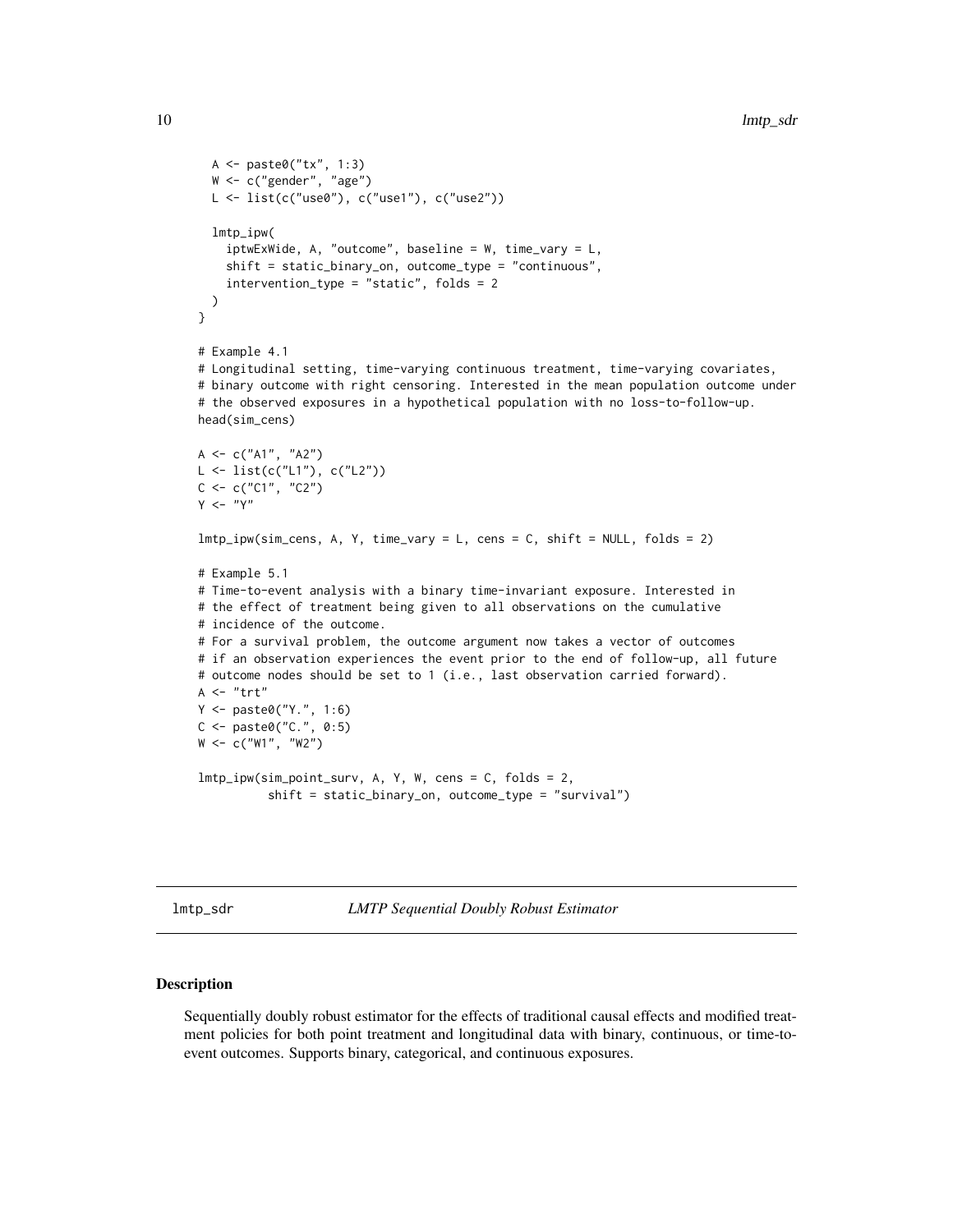```
  A <- paste0("tx", 1:3)
  W <- c("gender", "age")
  L <- list(c("use0"), c("use1"), c("use2"))

  lmtp_ipw(
    iptwExWide, A, "outcome", baseline = W, time_vary = L,
    shift = static_binary_on, outcome_type = "continuous",
    intervention_type = "static", folds = 2
  )
}

# Example 4.1
# Longitudinal setting, time-varying continuous treatment, time-varying covariates,
# binary outcome with right censoring. Interested in the mean population outcome under
# the observed exposures in a hypothetical population with no loss-to-follow-up.
head(sim_cens)

A <- c("A1", "A2")
L <- list(c("L1"), c("L2"))
C <- c("C1", "C2")
Y <- "Y"

lmtp_ipw(sim_cens, A, Y, time_vary = L, cens = C, shift = NULL, folds = 2)

# Example 5.1
# Time-to-event analysis with a binary time-invariant exposure. Interested in
# the effect of treatment being given to all observations on the cumulative
# incidence of the outcome.
# For a survival problem, the outcome argument now takes a vector of outcomes
# if an observation experiences the event prior to the end of follow-up, all future
# outcome nodes should be set to 1 (i.e., last observation carried forward).
A <- "trt"
Y <- paste0("Y.", 1:6)
C <- paste0("C.", 0:5)
W <- c("W1", "W2")

lmtp_ipw(sim_point_surv, A, Y, W, cens = C, folds = 2,
          shift = static_binary_on, outcome_type = "survival")
```

## lmtp_sdr — *LMTP Sequential Doubly Robust Estimator*

### Description

Sequentially doubly robust estimator for the effects of traditional causal effects and modified treatment policies for both point treatment and longitudinal data with binary, continuous, or time-to-event outcomes. Supports binary, categorical, and continuous exposures.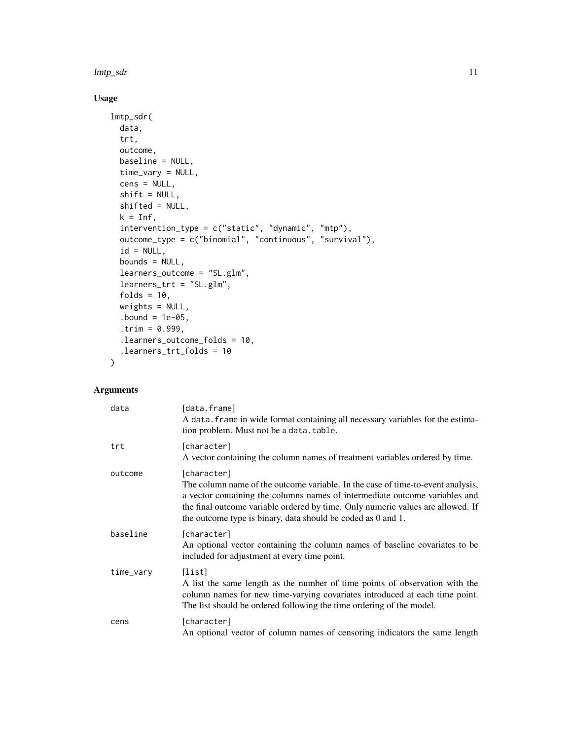## Usage

```
lmtp_sdr(
  data,
  trt,
  outcome,
  baseline = NULL,
  time_vary = NULL,
  cens = NULL,
  shift = NULL,
  shifted = NULL,
  k = Inf,
  intervention_type = c("static", "dynamic", "mtp"),
  outcome_type = c("binomial", "continuous", "survival"),
  id = NULL,
  bounds = NULL,
  learners_outcome = "SL.glm",
  learners_trt = "SL.glm",
  folds = 10,
  weights = NULL,
  .bound = 1e-05,
  .trim = 0.999,
  .learners_outcome_folds = 10,
  .learners_trt_folds = 10
)
```

## Arguments

| Argument | Description |
|---|---|
| `data` | [data.frame] A `data.frame` in wide format containing all necessary variables for the estimation problem. Must not be a `data.table`. |
| `trt` | [character] A vector containing the column names of treatment variables ordered by time. |
| `outcome` | [character] The column name of the outcome variable. In the case of time-to-event analysis, a vector containing the columns names of intermediate outcome variables and the final outcome variable ordered by time. Only numeric values are allowed. If the outcome type is binary, data should be coded as 0 and 1. |
| `baseline` | [character] An optional vector containing the column names of baseline covariates to be included for adjustment at every time point. |
| `time_vary` | [list] A list the same length as the number of time points of observation with the column names for new time-varying covariates introduced at each time point. The list should be ordered following the time ordering of the model. |
| `cens` | [character] An optional vector of column names of censoring indicators the same length |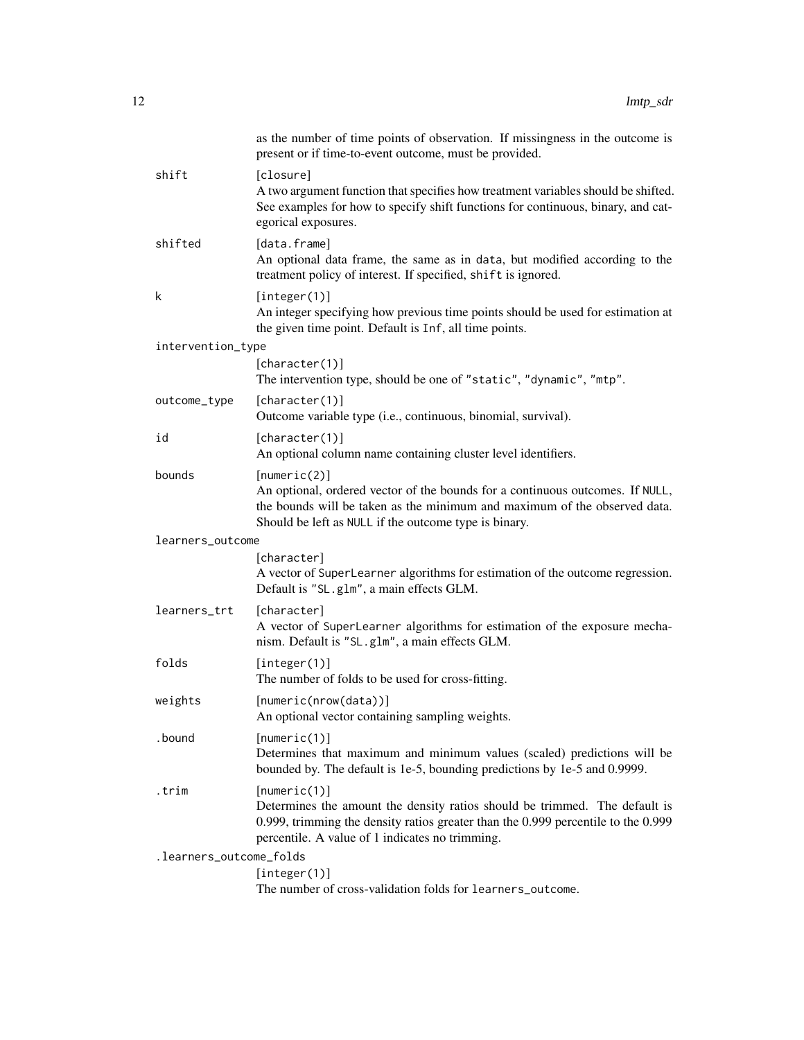as the number of time points of observation. If missingness in the outcome is present or if time-to-event outcome, must be provided.

`shift`
: [closure]
A two argument function that specifies how treatment variables should be shifted. See examples for how to specify shift functions for continuous, binary, and categorical exposures.

`shifted`
: [data.frame]
An optional data frame, the same as in `data`, but modified according to the treatment policy of interest. If specified, `shift` is ignored.

`k`
: [integer(1)]
An integer specifying how previous time points should be used for estimation at the given time point. Default is `Inf`, all time points.

`intervention_type`
: [character(1)]
The intervention type, should be one of "static", "dynamic", "mtp".

`outcome_type`
: [character(1)]
Outcome variable type (i.e., continuous, binomial, survival).

`id`
: [character(1)]
An optional column name containing cluster level identifiers.

`bounds`
: [numeric(2)]
An optional, ordered vector of the bounds for a continuous outcomes. If `NULL`, the bounds will be taken as the minimum and maximum of the observed data. Should be left as `NULL` if the outcome type is binary.

`learners_outcome`
: [character]
A vector of `SuperLearner` algorithms for estimation of the outcome regression. Default is "SL.glm", a main effects GLM.

`learners_trt`
: [character]
A vector of `SuperLearner` algorithms for estimation of the exposure mechanism. Default is "SL.glm", a main effects GLM.

`folds`
: [integer(1)]
The number of folds to be used for cross-fitting.

`weights`
: [numeric(nrow(data))]
An optional vector containing sampling weights.

`.bound`
: [numeric(1)]
Determines that maximum and minimum values (scaled) predictions will be bounded by. The default is 1e-5, bounding predictions by 1e-5 and 0.9999.

`.trim`
: [numeric(1)]
Determines the amount the density ratios should be trimmed. The default is 0.999, trimming the density ratios greater than the 0.999 percentile to the 0.999 percentile. A value of 1 indicates no trimming.

`.learners_outcome_folds`
: [integer(1)]
The number of cross-validation folds for `learners_outcome`.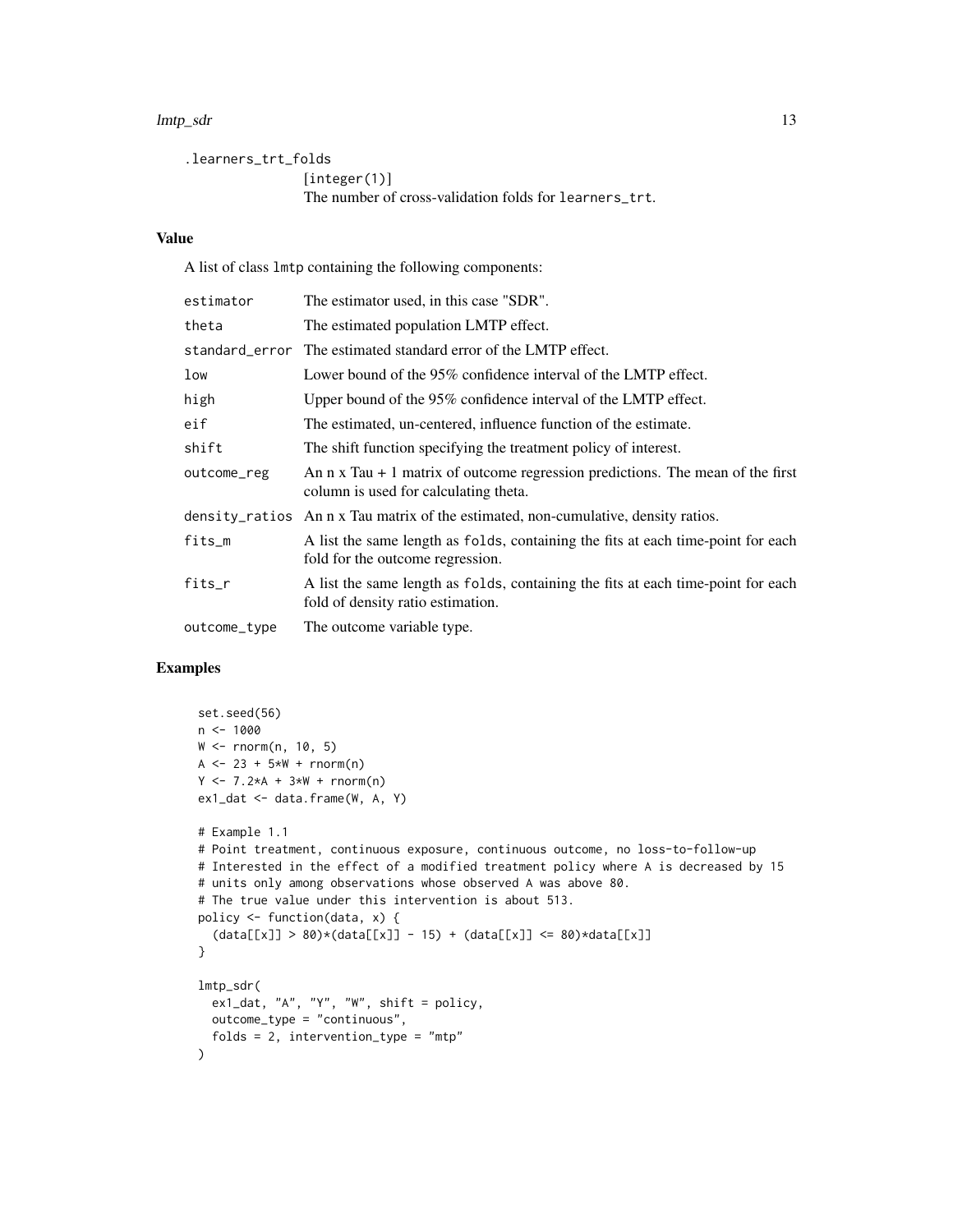`.learners_trt_folds`
[integer(1)]
The number of cross-validation folds for `learners_trt`.

## Value

A list of class `lmtp` containing the following components:

| | |
|---|---|
| `estimator` | The estimator used, in this case "SDR". |
| `theta` | The estimated population LMTP effect. |
| `standard_error` | The estimated standard error of the LMTP effect. |
| `low` | Lower bound of the 95% confidence interval of the LMTP effect. |
| `high` | Upper bound of the 95% confidence interval of the LMTP effect. |
| `eif` | The estimated, un-centered, influence function of the estimate. |
| `shift` | The shift function specifying the treatment policy of interest. |
| `outcome_reg` | An n x Tau + 1 matrix of outcome regression predictions. The mean of the first column is used for calculating theta. |
| `density_ratios` | An n x Tau matrix of the estimated, non-cumulative, density ratios. |
| `fits_m` | A list the same length as `folds`, containing the fits at each time-point for each fold for the outcome regression. |
| `fits_r` | A list the same length as `folds`, containing the fits at each time-point for each fold of density ratio estimation. |
| `outcome_type` | The outcome variable type. |

## Examples

```
set.seed(56)
n <- 1000
W <- rnorm(n, 10, 5)
A <- 23 + 5*W + rnorm(n)
Y <- 7.2*A + 3*W + rnorm(n)
ex1_dat <- data.frame(W, A, Y)

# Example 1.1
# Point treatment, continuous exposure, continuous outcome, no loss-to-follow-up
# Interested in the effect of a modified treatment policy where A is decreased by 15
# units only among observations whose observed A was above 80.
# The true value under this intervention is about 513.
policy <- function(data, x) {
  (data[[x]] > 80)*(data[[x]] - 15) + (data[[x]] <= 80)*data[[x]]
}

lmtp_sdr(
  ex1_dat, "A", "Y", "W", shift = policy,
  outcome_type = "continuous",
  folds = 2, intervention_type = "mtp"
)
```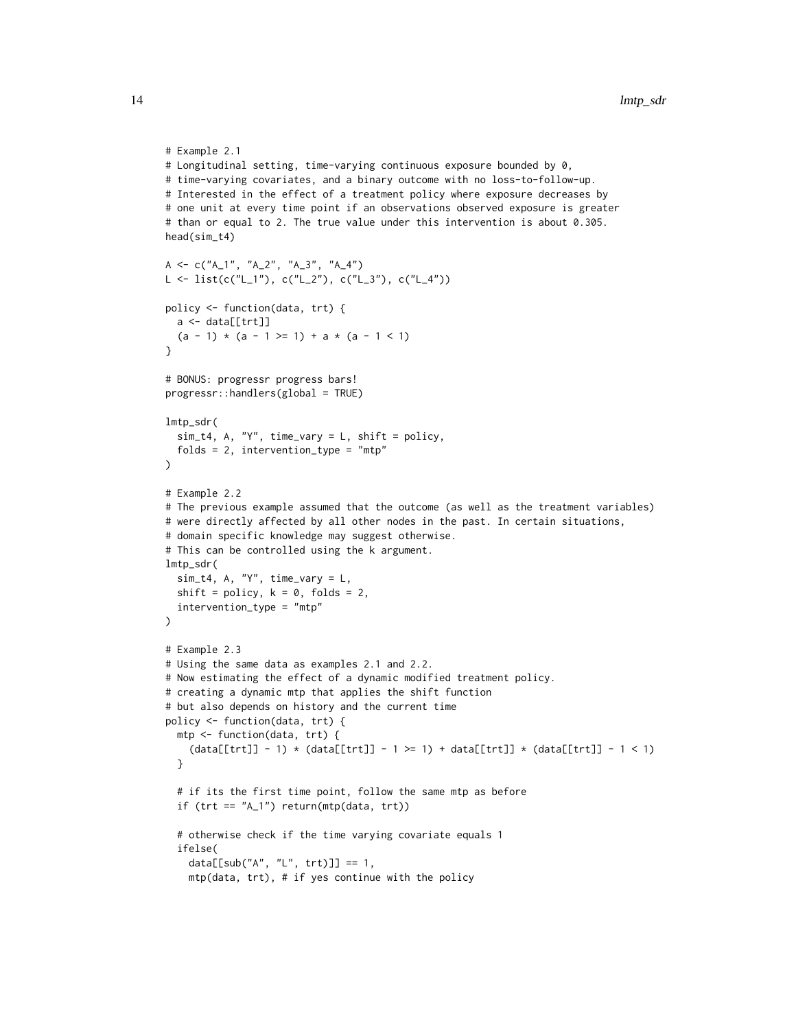```
# Example 2.1
# Longitudinal setting, time-varying continuous exposure bounded by 0,
# time-varying covariates, and a binary outcome with no loss-to-follow-up.
# Interested in the effect of a treatment policy where exposure decreases by
# one unit at every time point if an observations observed exposure is greater
# than or equal to 2. The true value under this intervention is about 0.305.
head(sim_t4)

A <- c("A_1", "A_2", "A_3", "A_4")
L <- list(c("L_1"), c("L_2"), c("L_3"), c("L_4"))

policy <- function(data, trt) {
  a <- data[[trt]]
  (a - 1) * (a - 1 >= 1) + a * (a - 1 < 1)
}

# BONUS: progressr progress bars!
progressr::handlers(global = TRUE)

lmtp_sdr(
  sim_t4, A, "Y", time_vary = L, shift = policy,
  folds = 2, intervention_type = "mtp"
)

# Example 2.2
# The previous example assumed that the outcome (as well as the treatment variables)
# were directly affected by all other nodes in the past. In certain situations,
# domain specific knowledge may suggest otherwise.
# This can be controlled using the k argument.
lmtp_sdr(
  sim_t4, A, "Y", time_vary = L,
  shift = policy, k = 0, folds = 2,
  intervention_type = "mtp"
)

# Example 2.3
# Using the same data as examples 2.1 and 2.2.
# Now estimating the effect of a dynamic modified treatment policy.
# creating a dynamic mtp that applies the shift function
# but also depends on history and the current time
policy <- function(data, trt) {
  mtp <- function(data, trt) {
    (data[[trt]] - 1) * (data[[trt]] - 1 >= 1) + data[[trt]] * (data[[trt]] - 1 < 1)
  }

  # if its the first time point, follow the same mtp as before
  if (trt == "A_1") return(mtp(data, trt))

  # otherwise check if the time varying covariate equals 1
  ifelse(
    data[[sub("A", "L", trt)]] == 1,
    mtp(data, trt), # if yes continue with the policy
```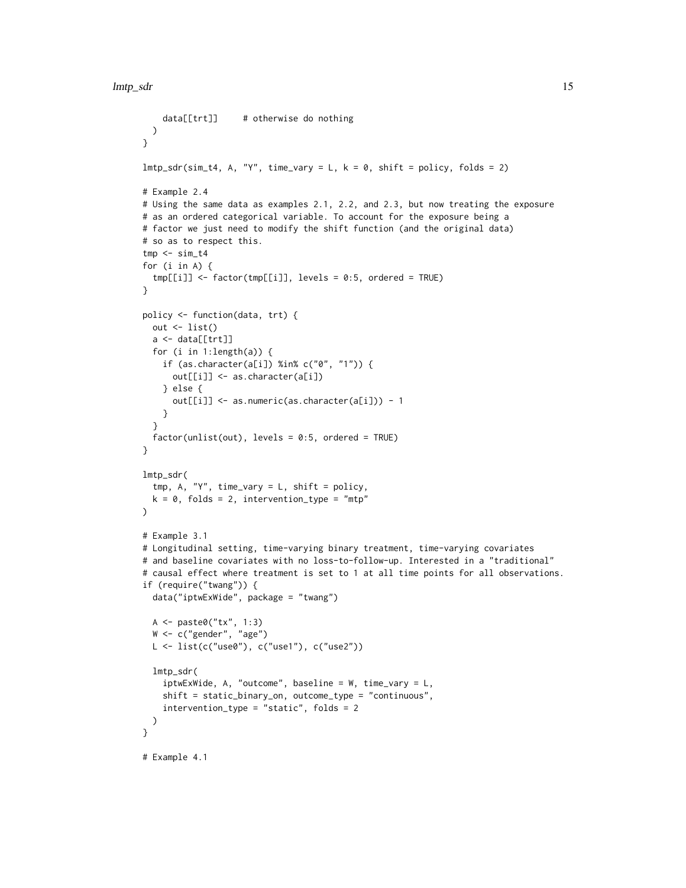```
    data[[trt]]     # otherwise do nothing
  )
}

lmtp_sdr(sim_t4, A, "Y", time_vary = L, k = 0, shift = policy, folds = 2)

# Example 2.4
# Using the same data as examples 2.1, 2.2, and 2.3, but now treating the exposure
# as an ordered categorical variable. To account for the exposure being a
# factor we just need to modify the shift function (and the original data)
# so as to respect this.
tmp <- sim_t4
for (i in A) {
  tmp[[i]] <- factor(tmp[[i]], levels = 0:5, ordered = TRUE)
}

policy <- function(data, trt) {
  out <- list()
  a <- data[[trt]]
  for (i in 1:length(a)) {
    if (as.character(a[i]) %in% c("0", "1")) {
      out[[i]] <- as.character(a[i])
    } else {
      out[[i]] <- as.numeric(as.character(a[i])) - 1
    }
  }
  factor(unlist(out), levels = 0:5, ordered = TRUE)
}

lmtp_sdr(
  tmp, A, "Y", time_vary = L, shift = policy,
  k = 0, folds = 2, intervention_type = "mtp"
)

# Example 3.1
# Longitudinal setting, time-varying binary treatment, time-varying covariates
# and baseline covariates with no loss-to-follow-up. Interested in a "traditional"
# causal effect where treatment is set to 1 at all time points for all observations.
if (require("twang")) {
  data("iptwExWide", package = "twang")

  A <- paste0("tx", 1:3)
  W <- c("gender", "age")
  L <- list(c("use0"), c("use1"), c("use2"))

  lmtp_sdr(
    iptwExWide, A, "outcome", baseline = W, time_vary = L,
    shift = static_binary_on, outcome_type = "continuous",
    intervention_type = "static", folds = 2
  )
}

# Example 4.1
```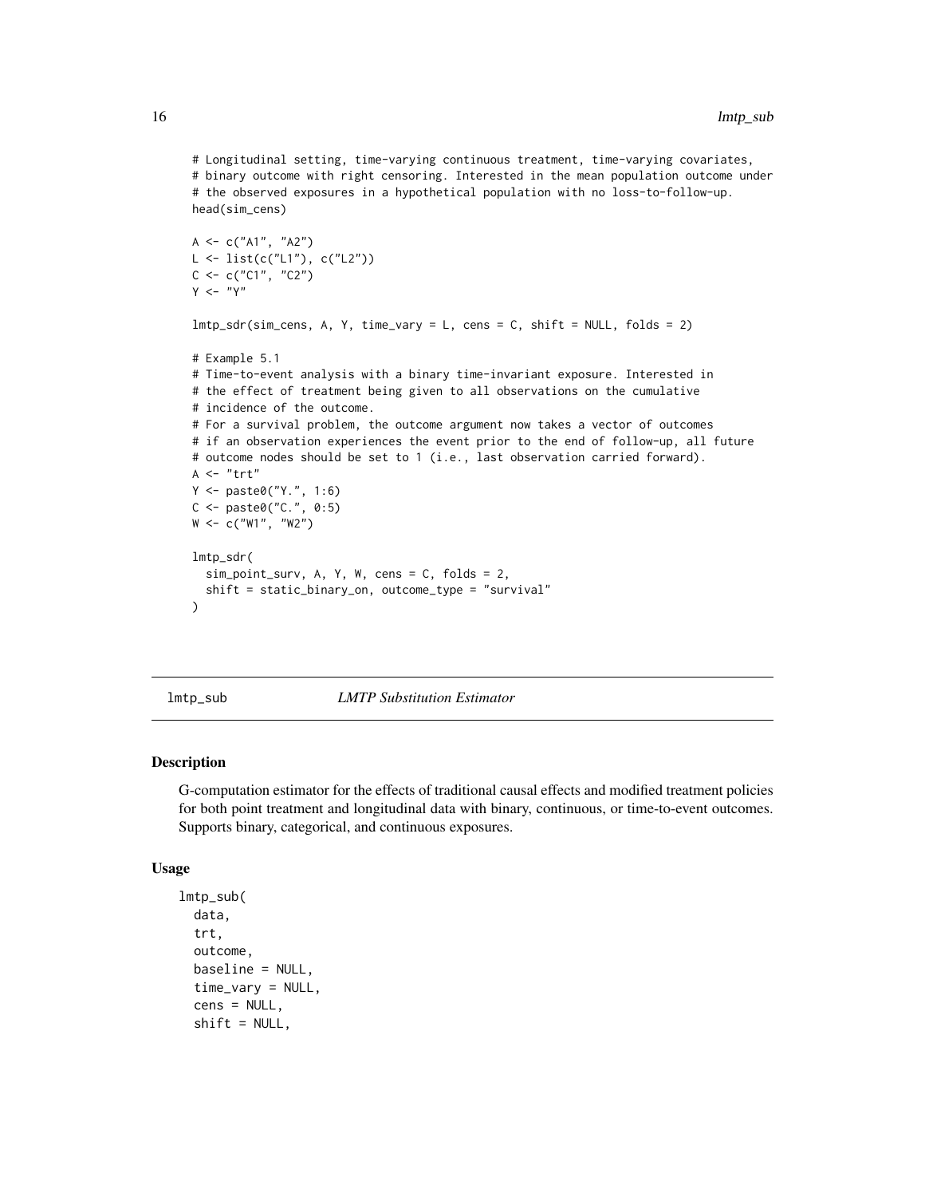```
# Longitudinal setting, time-varying continuous treatment, time-varying covariates,
# binary outcome with right censoring. Interested in the mean population outcome under
# the observed exposures in a hypothetical population with no loss-to-follow-up.
head(sim_cens)

A <- c("A1", "A2")
L <- list(c("L1"), c("L2"))
C <- c("C1", "C2")
Y <- "Y"

lmtp_sdr(sim_cens, A, Y, time_vary = L, cens = C, shift = NULL, folds = 2)

# Example 5.1
# Time-to-event analysis with a binary time-invariant exposure. Interested in
# the effect of treatment being given to all observations on the cumulative
# incidence of the outcome.
# For a survival problem, the outcome argument now takes a vector of outcomes
# if an observation experiences the event prior to the end of follow-up, all future
# outcome nodes should be set to 1 (i.e., last observation carried forward).
A <- "trt"
Y <- paste0("Y.", 1:6)
C <- paste0("C.", 0:5)
W <- c("W1", "W2")

lmtp_sdr(
  sim_point_surv, A, Y, W, cens = C, folds = 2,
  shift = static_binary_on, outcome_type = "survival"
)
```

## lmtp_sub — *LMTP Substitution Estimator*

### Description

G-computation estimator for the effects of traditional causal effects and modified treatment policies for both point treatment and longitudinal data with binary, continuous, or time-to-event outcomes. Supports binary, categorical, and continuous exposures.

### Usage

```
lmtp_sub(
  data,
  trt,
  outcome,
  baseline = NULL,
  time_vary = NULL,
  cens = NULL,
  shift = NULL,
```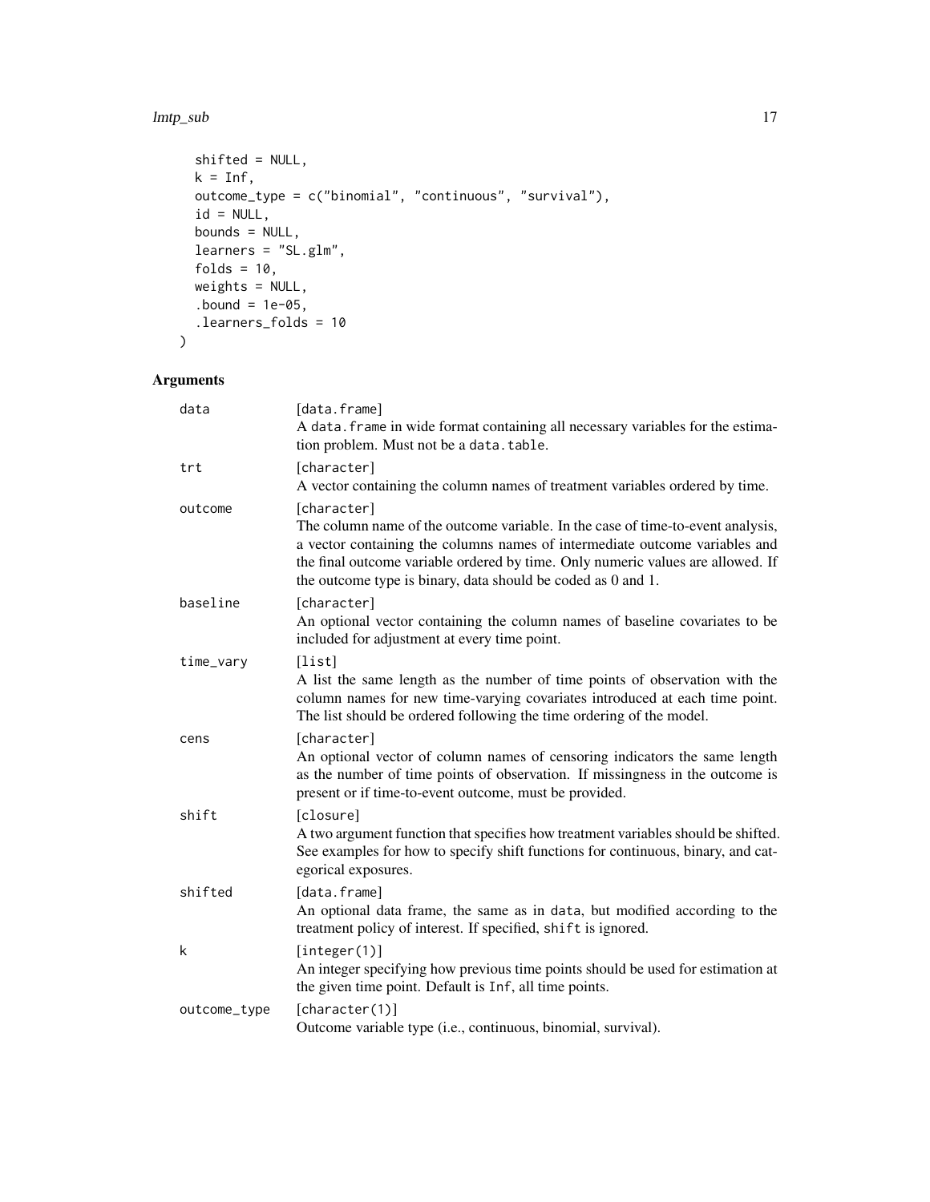```
  shifted = NULL,
  k = Inf,
  outcome_type = c("binomial", "continuous", "survival"),
  id = NULL,
  bounds = NULL,
  learners = "SL.glm",
  folds = 10,
  weights = NULL,
  .bound = 1e-05,
  .learners_folds = 10
)
```

## Arguments

| | |
|---|---|
| data | [data.frame]<br>A data.frame in wide format containing all necessary variables for the estimation problem. Must not be a data.table. |
| trt | [character]<br>A vector containing the column names of treatment variables ordered by time. |
| outcome | [character]<br>The column name of the outcome variable. In the case of time-to-event analysis, a vector containing the columns names of intermediate outcome variables and the final outcome variable ordered by time. Only numeric values are allowed. If the outcome type is binary, data should be coded as 0 and 1. |
| baseline | [character]<br>An optional vector containing the column names of baseline covariates to be included for adjustment at every time point. |
| time_vary | [list]<br>A list the same length as the number of time points of observation with the column names for new time-varying covariates introduced at each time point. The list should be ordered following the time ordering of the model. |
| cens | [character]<br>An optional vector of column names of censoring indicators the same length as the number of time points of observation. If missingness in the outcome is present or if time-to-event outcome, must be provided. |
| shift | [closure]<br>A two argument function that specifies how treatment variables should be shifted. See examples for how to specify shift functions for continuous, binary, and categorical exposures. |
| shifted | [data.frame]<br>An optional data frame, the same as in data, but modified according to the treatment policy of interest. If specified, shift is ignored. |
| k | [integer(1)]<br>An integer specifying how previous time points should be used for estimation at the given time point. Default is Inf, all time points. |
| outcome_type | [character(1)]<br>Outcome variable type (i.e., continuous, binomial, survival). |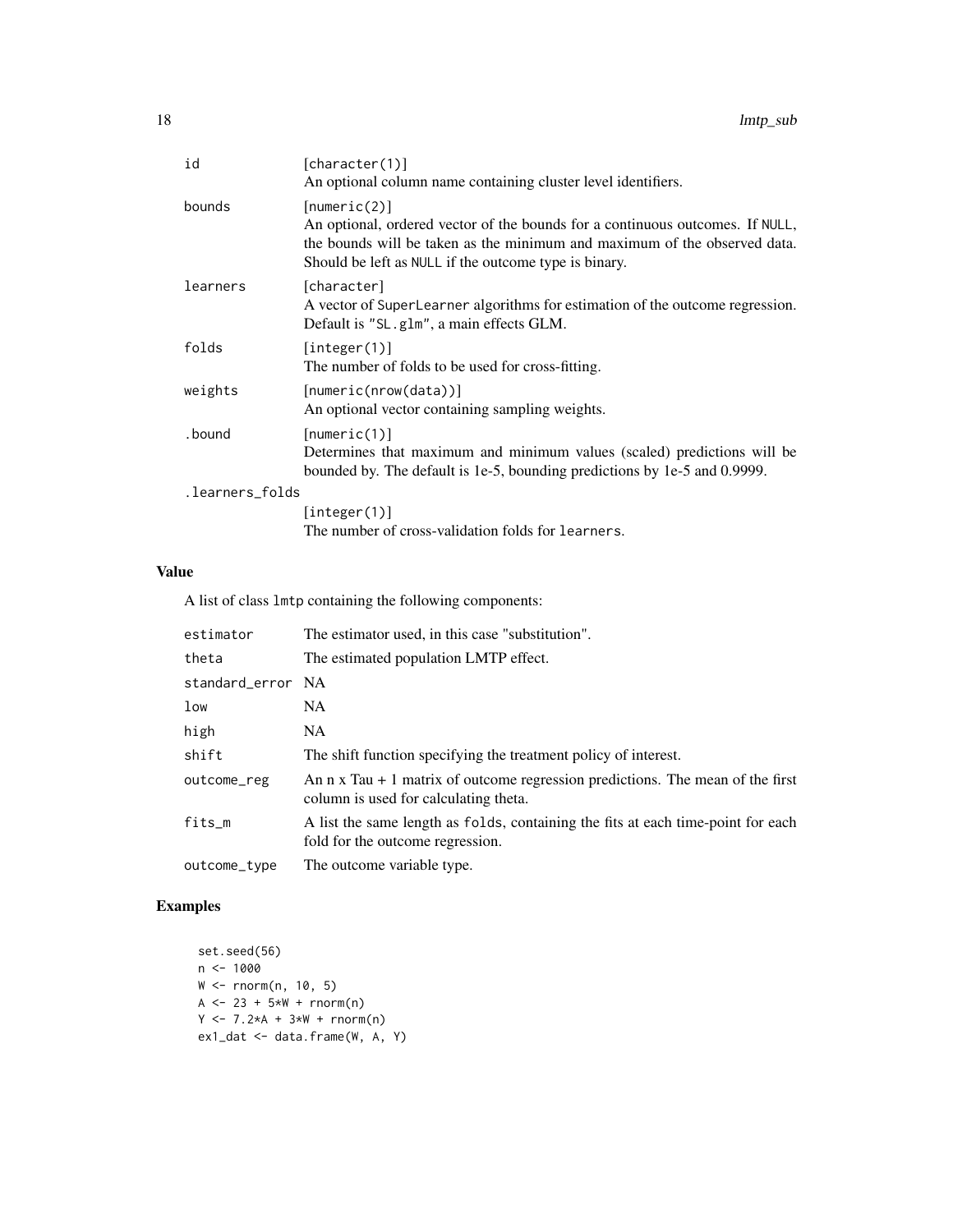| | |
|---|---|
| id | [character(1)] An optional column name containing cluster level identifiers. |
| bounds | [numeric(2)] An optional, ordered vector of the bounds for a continuous outcomes. If NULL, the bounds will be taken as the minimum and maximum of the observed data. Should be left as NULL if the outcome type is binary. |
| learners | [character] A vector of SuperLearner algorithms for estimation of the outcome regression. Default is "SL.glm", a main effects GLM. |
| folds | [integer(1)] The number of folds to be used for cross-fitting. |
| weights | [numeric(nrow(data))] An optional vector containing sampling weights. |
| .bound | [numeric(1)] Determines that maximum and minimum values (scaled) predictions will be bounded by. The default is 1e-5, bounding predictions by 1e-5 and 0.9999. |
| .learners_folds | [integer(1)] The number of cross-validation folds for learners. |

## Value

A list of class lmtp containing the following components:

| | |
|---|---|
| estimator | The estimator used, in this case "substitution". |
| theta | The estimated population LMTP effect. |
| standard_error | NA |
| low | NA |
| high | NA |
| shift | The shift function specifying the treatment policy of interest. |
| outcome_reg | An n x Tau + 1 matrix of outcome regression predictions. The mean of the first column is used for calculating theta. |
| fits_m | A list the same length as folds, containing the fits at each time-point for each fold for the outcome regression. |
| outcome_type | The outcome variable type. |

## Examples

```
set.seed(56)
n <- 1000
W <- rnorm(n, 10, 5)
A <- 23 + 5*W + rnorm(n)
Y <- 7.2*A + 3*W + rnorm(n)
ex1_dat <- data.frame(W, A, Y)
```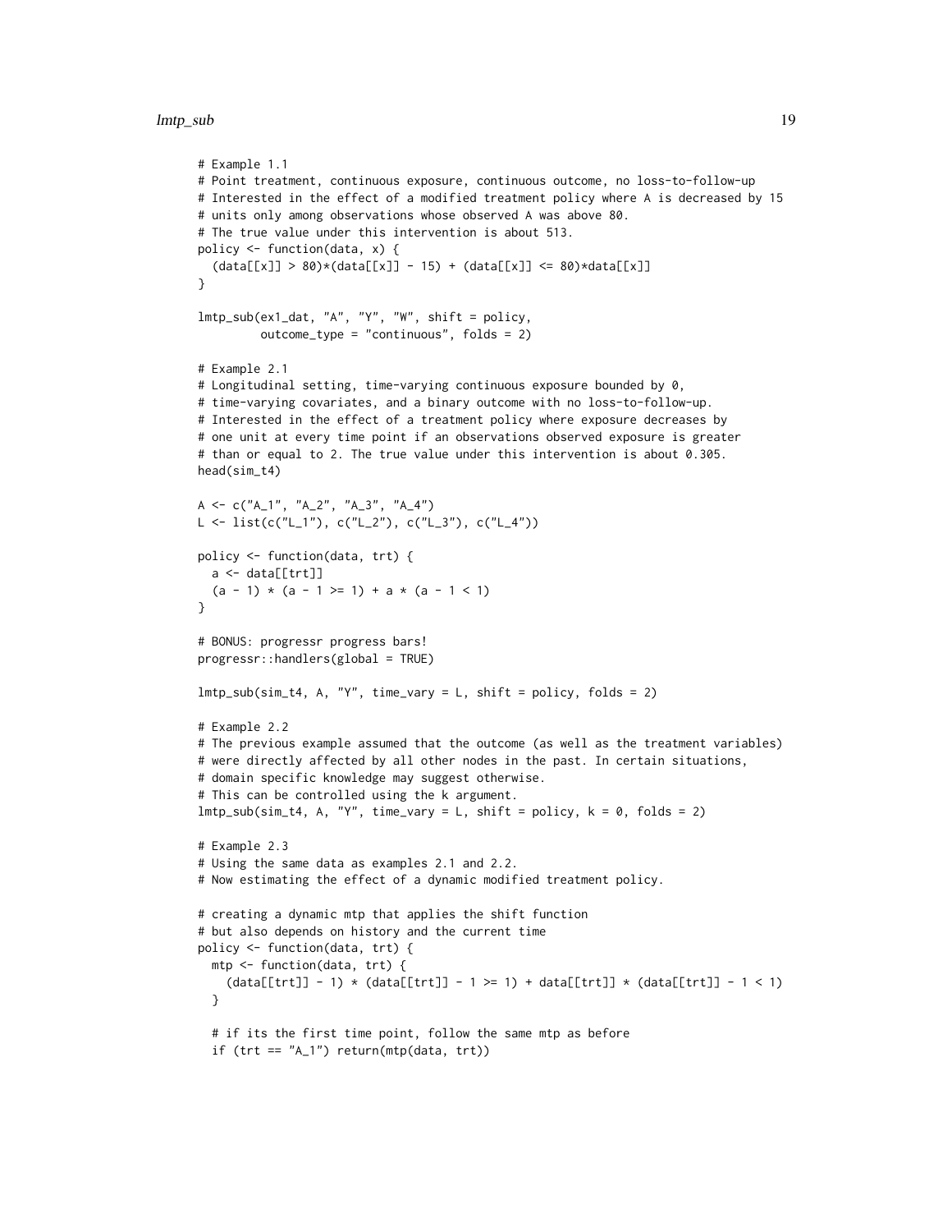```
# Example 1.1
# Point treatment, continuous exposure, continuous outcome, no loss-to-follow-up
# Interested in the effect of a modified treatment policy where A is decreased by 15
# units only among observations whose observed A was above 80.
# The true value under this intervention is about 513.
policy <- function(data, x) {
  (data[[x]] > 80)*(data[[x]] - 15) + (data[[x]] <= 80)*data[[x]]
}

lmtp_sub(ex1_dat, "A", "Y", "W", shift = policy,
         outcome_type = "continuous", folds = 2)

# Example 2.1
# Longitudinal setting, time-varying continuous exposure bounded by 0,
# time-varying covariates, and a binary outcome with no loss-to-follow-up.
# Interested in the effect of a treatment policy where exposure decreases by
# one unit at every time point if an observations observed exposure is greater
# than or equal to 2. The true value under this intervention is about 0.305.
head(sim_t4)

A <- c("A_1", "A_2", "A_3", "A_4")
L <- list(c("L_1"), c("L_2"), c("L_3"), c("L_4"))

policy <- function(data, trt) {
  a <- data[[trt]]
  (a - 1) * (a - 1 >= 1) + a * (a - 1 < 1)
}

# BONUS: progressr progress bars!
progressr::handlers(global = TRUE)

lmtp_sub(sim_t4, A, "Y", time_vary = L, shift = policy, folds = 2)

# Example 2.2
# The previous example assumed that the outcome (as well as the treatment variables)
# were directly affected by all other nodes in the past. In certain situations,
# domain specific knowledge may suggest otherwise.
# This can be controlled using the k argument.
lmtp_sub(sim_t4, A, "Y", time_vary = L, shift = policy, k = 0, folds = 2)

# Example 2.3
# Using the same data as examples 2.1 and 2.2.
# Now estimating the effect of a dynamic modified treatment policy.

# creating a dynamic mtp that applies the shift function
# but also depends on history and the current time
policy <- function(data, trt) {
  mtp <- function(data, trt) {
    (data[[trt]] - 1) * (data[[trt]] - 1 >= 1) + data[[trt]] * (data[[trt]] - 1 < 1)
  }

  # if its the first time point, follow the same mtp as before
  if (trt == "A_1") return(mtp(data, trt))
```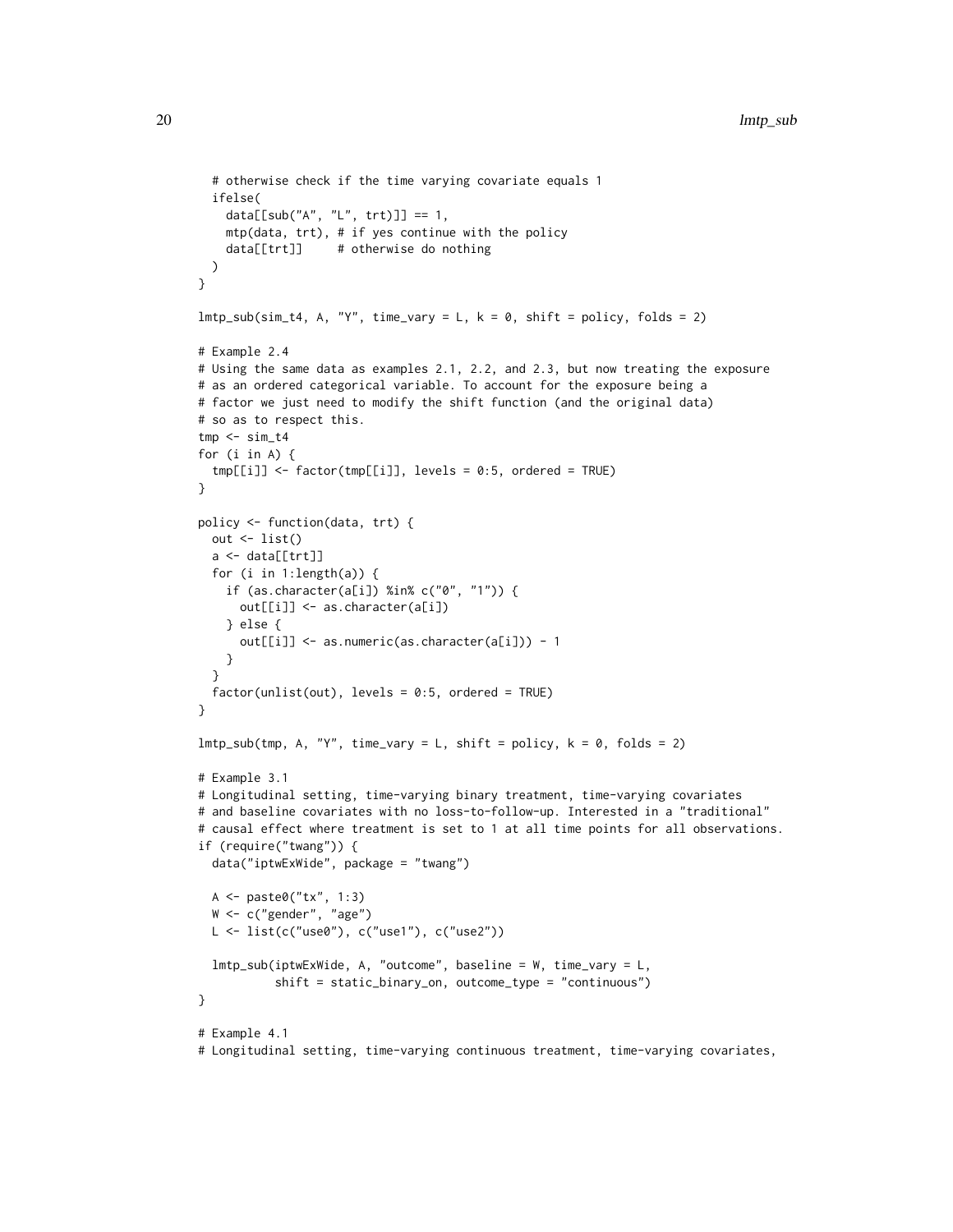```
  # otherwise check if the time varying covariate equals 1
  ifelse(
    data[[sub("A", "L", trt)]] == 1,
    mtp(data, trt), # if yes continue with the policy
    data[[trt]]     # otherwise do nothing
  )
}

lmtp_sub(sim_t4, A, "Y", time_vary = L, k = 0, shift = policy, folds = 2)

# Example 2.4
# Using the same data as examples 2.1, 2.2, and 2.3, but now treating the exposure
# as an ordered categorical variable. To account for the exposure being a
# factor we just need to modify the shift function (and the original data)
# so as to respect this.
tmp <- sim_t4
for (i in A) {
  tmp[[i]] <- factor(tmp[[i]], levels = 0:5, ordered = TRUE)
}

policy <- function(data, trt) {
  out <- list()
  a <- data[[trt]]
  for (i in 1:length(a)) {
    if (as.character(a[i]) %in% c("0", "1")) {
      out[[i]] <- as.character(a[i])
    } else {
      out[[i]] <- as.numeric(as.character(a[i])) - 1
    }
  }
  factor(unlist(out), levels = 0:5, ordered = TRUE)
}

lmtp_sub(tmp, A, "Y", time_vary = L, shift = policy, k = 0, folds = 2)

# Example 3.1
# Longitudinal setting, time-varying binary treatment, time-varying covariates
# and baseline covariates with no loss-to-follow-up. Interested in a "traditional"
# causal effect where treatment is set to 1 at all time points for all observations.
if (require("twang")) {
  data("iptwExWide", package = "twang")

  A <- paste0("tx", 1:3)
  W <- c("gender", "age")
  L <- list(c("use0"), c("use1"), c("use2"))

  lmtp_sub(iptwExWide, A, "outcome", baseline = W, time_vary = L,
           shift = static_binary_on, outcome_type = "continuous")
}

# Example 4.1
# Longitudinal setting, time-varying continuous treatment, time-varying covariates,
```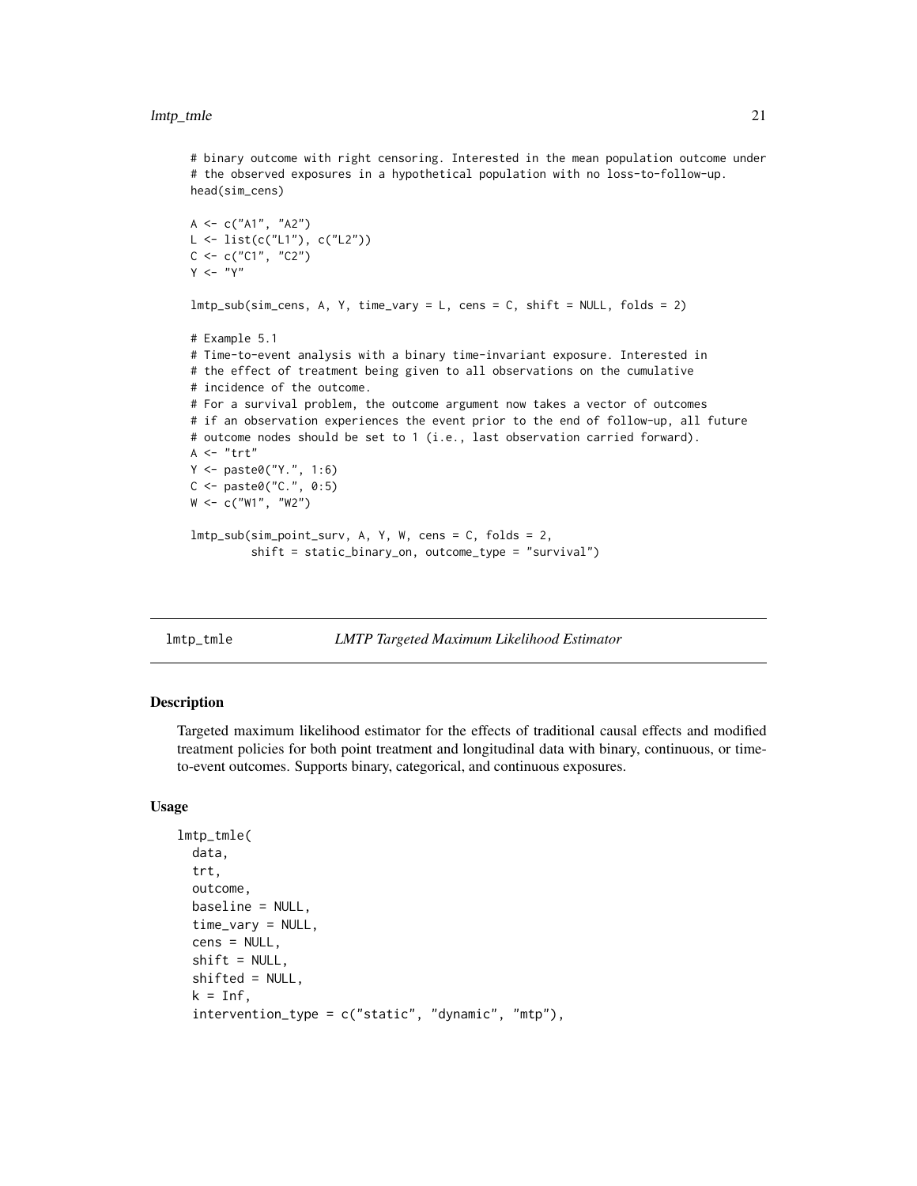```
# binary outcome with right censoring. Interested in the mean population outcome under
# the observed exposures in a hypothetical population with no loss-to-follow-up.
head(sim_cens)

A <- c("A1", "A2")
L <- list(c("L1"), c("L2"))
C <- c("C1", "C2")
Y <- "Y"

lmtp_sub(sim_cens, A, Y, time_vary = L, cens = C, shift = NULL, folds = 2)

# Example 5.1
# Time-to-event analysis with a binary time-invariant exposure. Interested in
# the effect of treatment being given to all observations on the cumulative
# incidence of the outcome.
# For a survival problem, the outcome argument now takes a vector of outcomes
# if an observation experiences the event prior to the end of follow-up, all future
# outcome nodes should be set to 1 (i.e., last observation carried forward).
A <- "trt"
Y <- paste0("Y.", 1:6)
C <- paste0("C.", 0:5)
W <- c("W1", "W2")

lmtp_sub(sim_point_surv, A, Y, W, cens = C, folds = 2,
         shift = static_binary_on, outcome_type = "survival")
```

## lmtp_tmle — *LMTP Targeted Maximum Likelihood Estimator*

### Description

Targeted maximum likelihood estimator for the effects of traditional causal effects and modified treatment policies for both point treatment and longitudinal data with binary, continuous, or time-to-event outcomes. Supports binary, categorical, and continuous exposures.

### Usage

```
lmtp_tmle(
  data,
  trt,
  outcome,
  baseline = NULL,
  time_vary = NULL,
  cens = NULL,
  shift = NULL,
  shifted = NULL,
  k = Inf,
  intervention_type = c("static", "dynamic", "mtp"),
```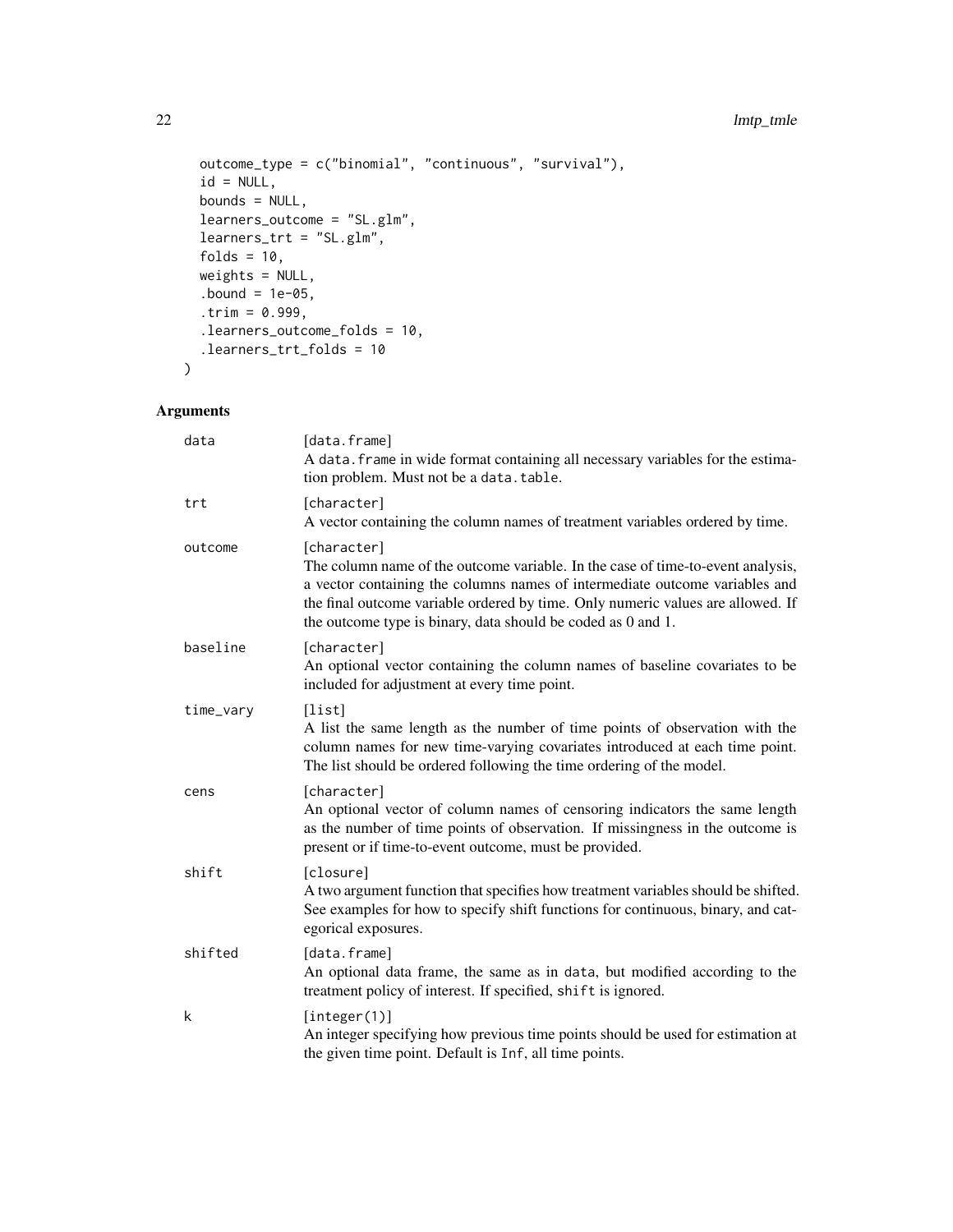```
  outcome_type = c("binomial", "continuous", "survival"),
  id = NULL,
  bounds = NULL,
  learners_outcome = "SL.glm",
  learners_trt = "SL.glm",
  folds = 10,
  weights = NULL,
  .bound = 1e-05,
  .trim = 0.999,
  .learners_outcome_folds = 10,
  .learners_trt_folds = 10
)
```

## Arguments

| Argument | Description |
|---|---|
| data | [data.frame] A data.frame in wide format containing all necessary variables for the estimation problem. Must not be a data.table. |
| trt | [character] A vector containing the column names of treatment variables ordered by time. |
| outcome | [character] The column name of the outcome variable. In the case of time-to-event analysis, a vector containing the columns names of intermediate outcome variables and the final outcome variable ordered by time. Only numeric values are allowed. If the outcome type is binary, data should be coded as 0 and 1. |
| baseline | [character] An optional vector containing the column names of baseline covariates to be included for adjustment at every time point. |
| time_vary | [list] A list the same length as the number of time points of observation with the column names for new time-varying covariates introduced at each time point. The list should be ordered following the time ordering of the model. |
| cens | [character] An optional vector of column names of censoring indicators the same length as the number of time points of observation. If missingness in the outcome is present or if time-to-event outcome, must be provided. |
| shift | [closure] A two argument function that specifies how treatment variables should be shifted. See examples for how to specify shift functions for continuous, binary, and categorical exposures. |
| shifted | [data.frame] An optional data frame, the same as in data, but modified according to the treatment policy of interest. If specified, shift is ignored. |
| k | [integer(1)] An integer specifying how previous time points should be used for estimation at the given time point. Default is Inf, all time points. |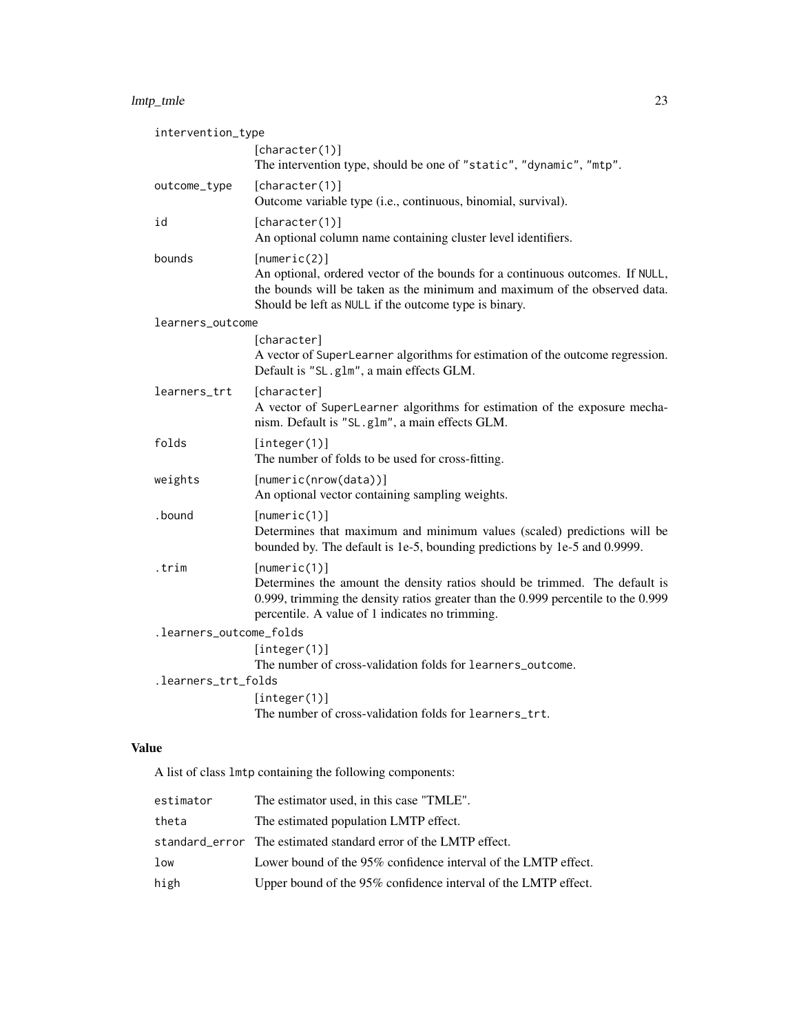| | |
|---|---|
| intervention_type | [character(1)] <br> The intervention type, should be one of "static", "dynamic", "mtp". |
| outcome_type | [character(1)] <br> Outcome variable type (i.e., continuous, binomial, survival). |
| id | [character(1)] <br> An optional column name containing cluster level identifiers. |
| bounds | [numeric(2)] <br> An optional, ordered vector of the bounds for a continuous outcomes. If NULL, the bounds will be taken as the minimum and maximum of the observed data. Should be left as NULL if the outcome type is binary. |
| learners_outcome | [character] <br> A vector of SuperLearner algorithms for estimation of the outcome regression. Default is "SL.glm", a main effects GLM. |
| learners_trt | [character] <br> A vector of SuperLearner algorithms for estimation of the exposure mechanism. Default is "SL.glm", a main effects GLM. |
| folds | [integer(1)] <br> The number of folds to be used for cross-fitting. |
| weights | [numeric(nrow(data))] <br> An optional vector containing sampling weights. |
| .bound | [numeric(1)] <br> Determines that maximum and minimum values (scaled) predictions will be bounded by. The default is 1e-5, bounding predictions by 1e-5 and 0.9999. |
| .trim | [numeric(1)] <br> Determines the amount the density ratios should be trimmed. The default is 0.999, trimming the density ratios greater than the 0.999 percentile to the 0.999 percentile. A value of 1 indicates no trimming. |
| .learners_outcome_folds | [integer(1)] <br> The number of cross-validation folds for learners_outcome. |
| .learners_trt_folds | [integer(1)] <br> The number of cross-validation folds for learners_trt. |

## Value

A list of class lmtp containing the following components:

| | |
|---|---|
| estimator | The estimator used, in this case "TMLE". |
| theta | The estimated population LMTP effect. |
| standard_error | The estimated standard error of the LMTP effect. |
| low | Lower bound of the 95% confidence interval of the LMTP effect. |
| high | Upper bound of the 95% confidence interval of the LMTP effect. |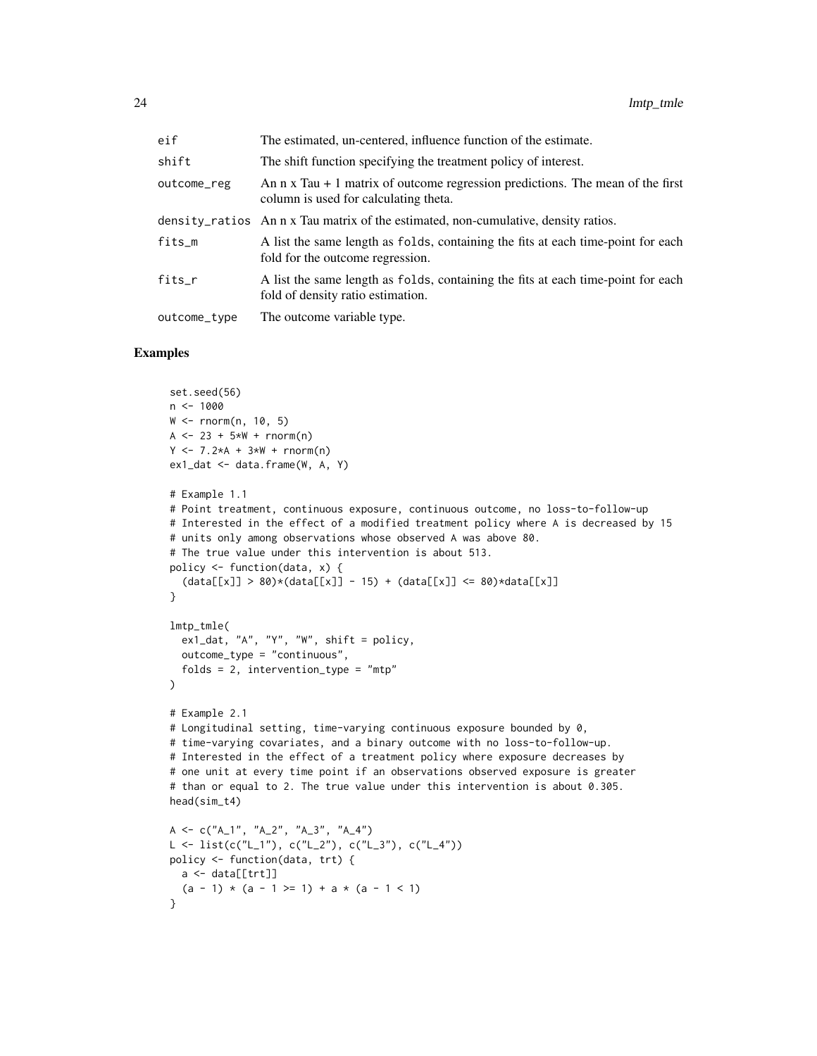| | |
|---|---|
| eif | The estimated, un-centered, influence function of the estimate. |
| shift | The shift function specifying the treatment policy of interest. |
| outcome_reg | An n x Tau + 1 matrix of outcome regression predictions. The mean of the first column is used for calculating theta. |
| density_ratios | An n x Tau matrix of the estimated, non-cumulative, density ratios. |
| fits_m | A list the same length as folds, containing the fits at each time-point for each fold for the outcome regression. |
| fits_r | A list the same length as folds, containing the fits at each time-point for each fold of density ratio estimation. |
| outcome_type | The outcome variable type. |

## Examples

```
set.seed(56)
n <- 1000
W <- rnorm(n, 10, 5)
A <- 23 + 5*W + rnorm(n)
Y <- 7.2*A + 3*W + rnorm(n)
ex1_dat <- data.frame(W, A, Y)

# Example 1.1
# Point treatment, continuous exposure, continuous outcome, no loss-to-follow-up
# Interested in the effect of a modified treatment policy where A is decreased by 15
# units only among observations whose observed A was above 80.
# The true value under this intervention is about 513.
policy <- function(data, x) {
  (data[[x]] > 80)*(data[[x]] - 15) + (data[[x]] <= 80)*data[[x]]
}

lmtp_tmle(
  ex1_dat, "A", "Y", "W", shift = policy,
  outcome_type = "continuous",
  folds = 2, intervention_type = "mtp"
)

# Example 2.1
# Longitudinal setting, time-varying continuous exposure bounded by 0,
# time-varying covariates, and a binary outcome with no loss-to-follow-up.
# Interested in the effect of a treatment policy where exposure decreases by
# one unit at every time point if an observations observed exposure is greater
# than or equal to 2. The true value under this intervention is about 0.305.
head(sim_t4)

A <- c("A_1", "A_2", "A_3", "A_4")
L <- list(c("L_1"), c("L_2"), c("L_3"), c("L_4"))
policy <- function(data, trt) {
  a <- data[[trt]]
  (a - 1) * (a - 1 >= 1) + a * (a - 1 < 1)
}
```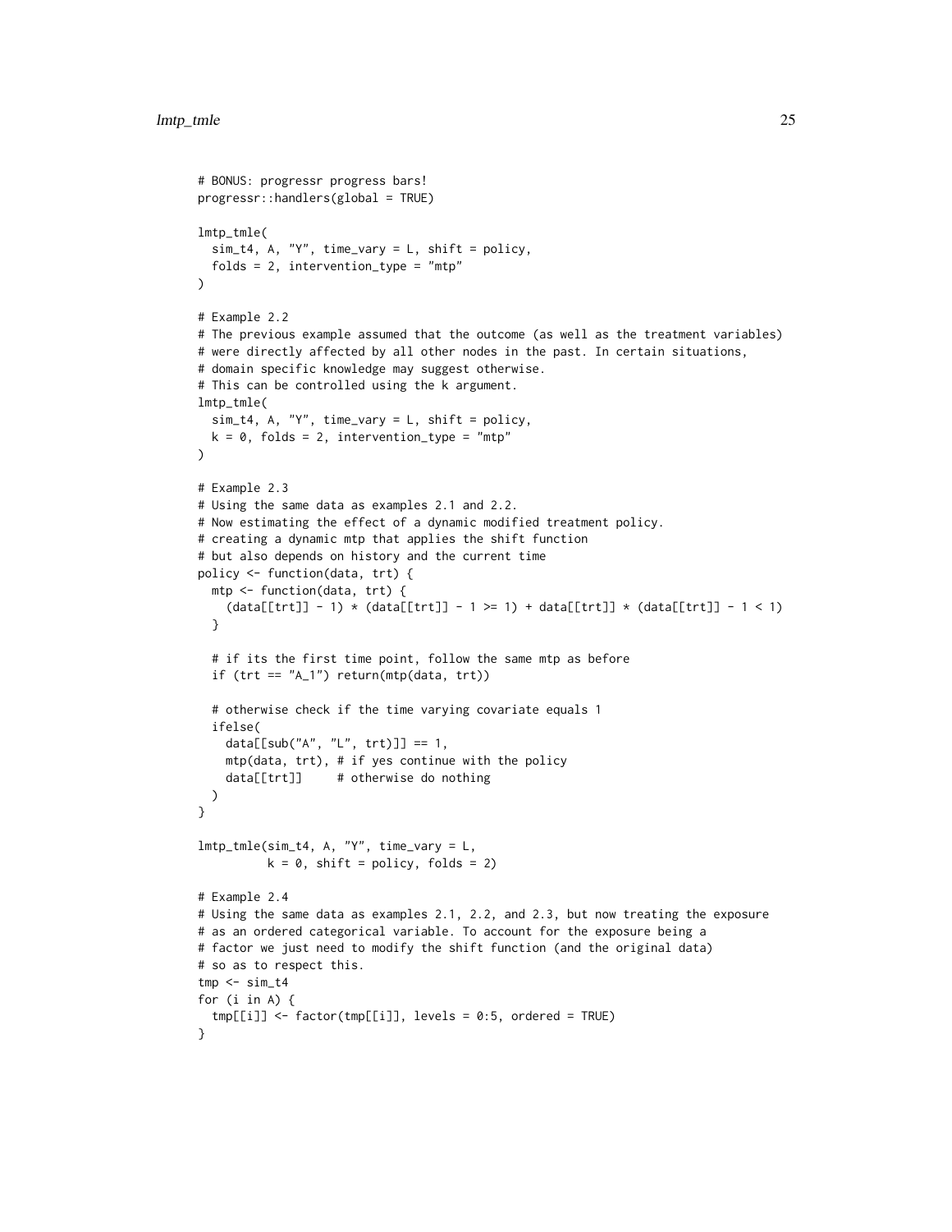```
# BONUS: progressr progress bars!
progressr::handlers(global = TRUE)

lmtp_tmle(
  sim_t4, A, "Y", time_vary = L, shift = policy,
  folds = 2, intervention_type = "mtp"
)

# Example 2.2
# The previous example assumed that the outcome (as well as the treatment variables)
# were directly affected by all other nodes in the past. In certain situations,
# domain specific knowledge may suggest otherwise.
# This can be controlled using the k argument.
lmtp_tmle(
  sim_t4, A, "Y", time_vary = L, shift = policy,
  k = 0, folds = 2, intervention_type = "mtp"
)

# Example 2.3
# Using the same data as examples 2.1 and 2.2.
# Now estimating the effect of a dynamic modified treatment policy.
# creating a dynamic mtp that applies the shift function
# but also depends on history and the current time
policy <- function(data, trt) {
  mtp <- function(data, trt) {
    (data[[trt]] - 1) * (data[[trt]] - 1 >= 1) + data[[trt]] * (data[[trt]] - 1 < 1)
  }

  # if its the first time point, follow the same mtp as before
  if (trt == "A_1") return(mtp(data, trt))

  # otherwise check if the time varying covariate equals 1
  ifelse(
    data[[sub("A", "L", trt)]] == 1,
    mtp(data, trt), # if yes continue with the policy
    data[[trt]]     # otherwise do nothing
  )
}

lmtp_tmle(sim_t4, A, "Y", time_vary = L,
          k = 0, shift = policy, folds = 2)

# Example 2.4
# Using the same data as examples 2.1, 2.2, and 2.3, but now treating the exposure
# as an ordered categorical variable. To account for the exposure being a
# factor we just need to modify the shift function (and the original data)
# so as to respect this.
tmp <- sim_t4
for (i in A) {
  tmp[[i]] <- factor(tmp[[i]], levels = 0:5, ordered = TRUE)
}
```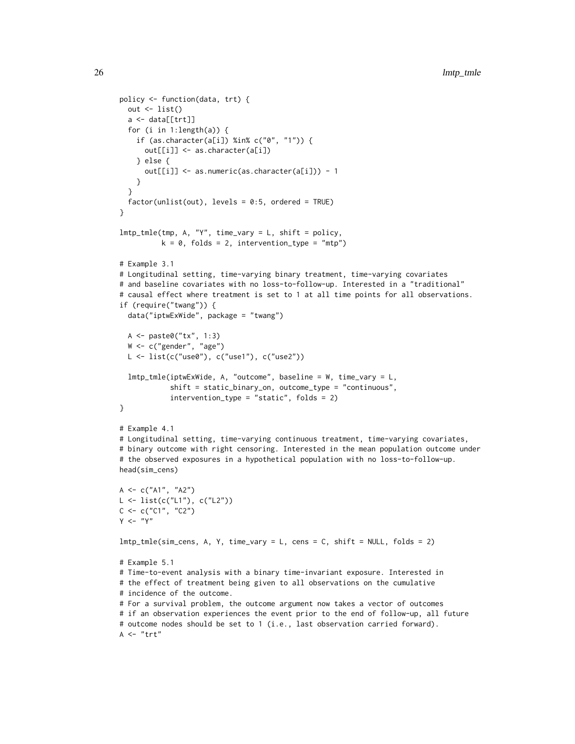```
policy <- function(data, trt) {
  out <- list()
  a <- data[[trt]]
  for (i in 1:length(a)) {
    if (as.character(a[i]) %in% c("0", "1")) {
      out[[i]] <- as.character(a[i])
    } else {
      out[[i]] <- as.numeric(as.character(a[i])) - 1
    }
  }
  factor(unlist(out), levels = 0:5, ordered = TRUE)
}

lmtp_tmle(tmp, A, "Y", time_vary = L, shift = policy,
          k = 0, folds = 2, intervention_type = "mtp")

# Example 3.1
# Longitudinal setting, time-varying binary treatment, time-varying covariates
# and baseline covariates with no loss-to-follow-up. Interested in a "traditional"
# causal effect where treatment is set to 1 at all time points for all observations.
if (require("twang")) {
  data("iptwExWide", package = "twang")

  A <- paste0("tx", 1:3)
  W <- c("gender", "age")
  L <- list(c("use0"), c("use1"), c("use2"))

  lmtp_tmle(iptwExWide, A, "outcome", baseline = W, time_vary = L,
            shift = static_binary_on, outcome_type = "continuous",
            intervention_type = "static", folds = 2)
}

# Example 4.1
# Longitudinal setting, time-varying continuous treatment, time-varying covariates,
# binary outcome with right censoring. Interested in the mean population outcome under
# the observed exposures in a hypothetical population with no loss-to-follow-up.
head(sim_cens)

A <- c("A1", "A2")
L <- list(c("L1"), c("L2"))
C <- c("C1", "C2")
Y <- "Y"

lmtp_tmle(sim_cens, A, Y, time_vary = L, cens = C, shift = NULL, folds = 2)

# Example 5.1
# Time-to-event analysis with a binary time-invariant exposure. Interested in
# the effect of treatment being given to all observations on the cumulative
# incidence of the outcome.
# For a survival problem, the outcome argument now takes a vector of outcomes
# if an observation experiences the event prior to the end of follow-up, all future
# outcome nodes should be set to 1 (i.e., last observation carried forward).
A <- "trt"
```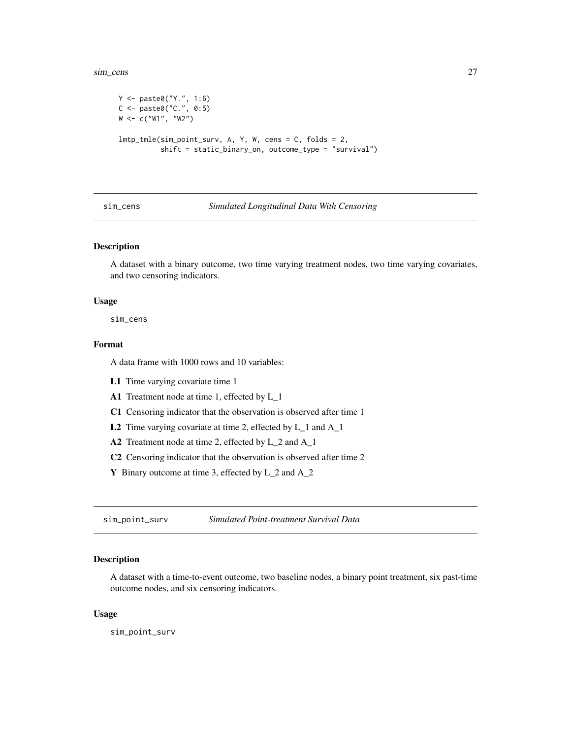```
Y <- paste0("Y.", 1:6)
C <- paste0("C.", 0:5)
W <- c("W1", "W2")

lmtp_tmle(sim_point_surv, A, Y, W, cens = C, folds = 2,
          shift = static_binary_on, outcome_type = "survival")
```

## sim_cens — *Simulated Longitudinal Data With Censoring*

### Description

A dataset with a binary outcome, two time varying treatment nodes, two time varying covariates, and two censoring indicators.

### Usage

```
sim_cens
```

### Format

A data frame with 1000 rows and 10 variables:

- **L1** Time varying covariate time 1
- **A1** Treatment node at time 1, effected by L_1
- **C1** Censoring indicator that the observation is observed after time 1
- **L2** Time varying covariate at time 2, effected by L_1 and A_1
- **A2** Treatment node at time 2, effected by L_2 and A_1
- **C2** Censoring indicator that the observation is observed after time 2
- **Y** Binary outcome at time 3, effected by L_2 and A_2

## sim_point_surv — *Simulated Point-treatment Survival Data*

### Description

A dataset with a time-to-event outcome, two baseline nodes, a binary point treatment, six past-time outcome nodes, and six censoring indicators.

### Usage

```
sim_point_surv
```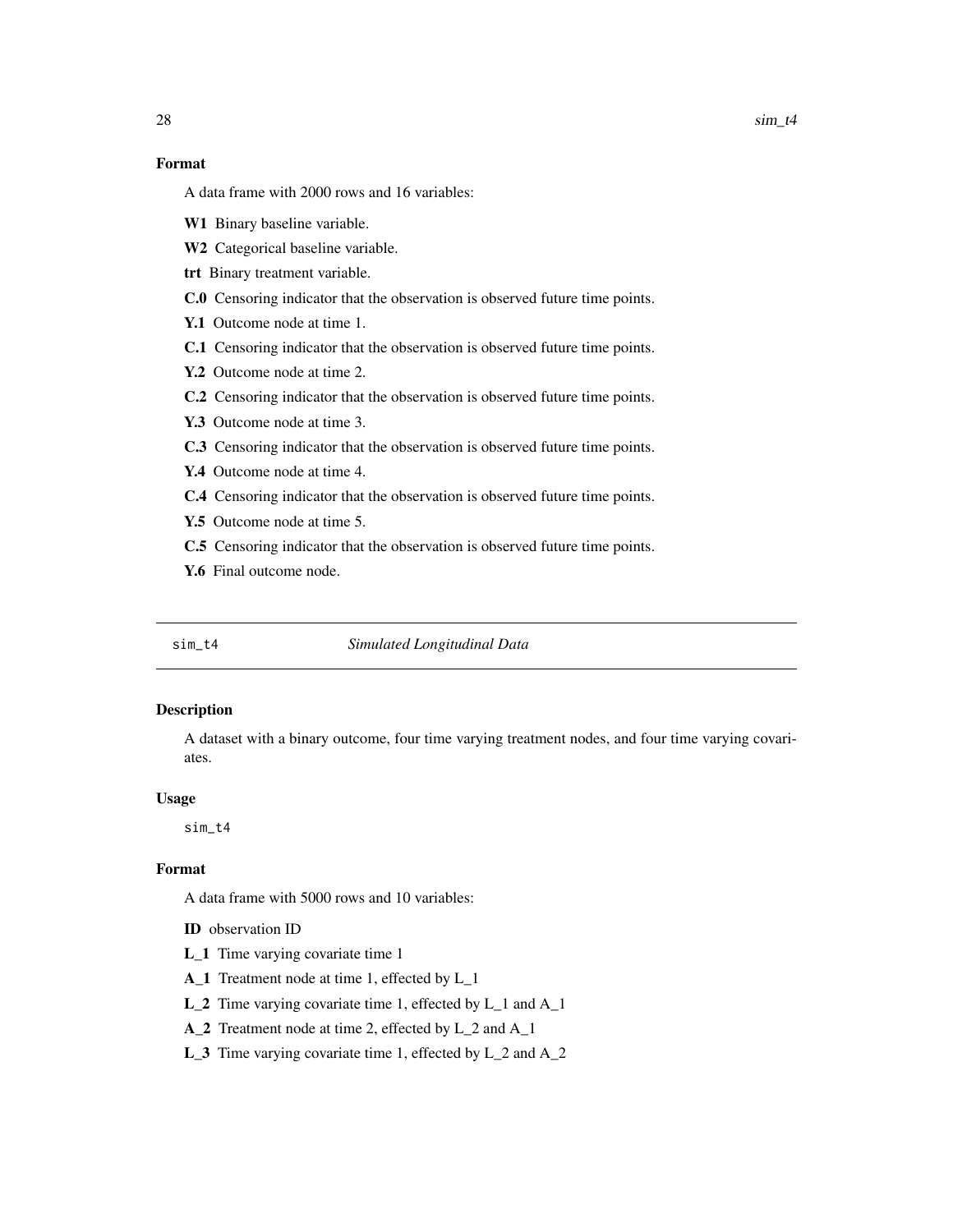## Format

A data frame with 2000 rows and 16 variables:

**W1** Binary baseline variable.

**W2** Categorical baseline variable.

**trt** Binary treatment variable.

**C.0** Censoring indicator that the observation is observed future time points.

**Y.1** Outcome node at time 1.

**C.1** Censoring indicator that the observation is observed future time points.

**Y.2** Outcome node at time 2.

**C.2** Censoring indicator that the observation is observed future time points.

**Y.3** Outcome node at time 3.

**C.3** Censoring indicator that the observation is observed future time points.

**Y.4** Outcome node at time 4.

**C.4** Censoring indicator that the observation is observed future time points.

**Y.5** Outcome node at time 5.

**C.5** Censoring indicator that the observation is observed future time points.

**Y.6** Final outcome node.

---

# sim_t4 *Simulated Longitudinal Data*

## Description

A dataset with a binary outcome, four time varying treatment nodes, and four time varying covariates.

## Usage

```
sim_t4
```

## Format

A data frame with 5000 rows and 10 variables:

**ID** observation ID

**L_1** Time varying covariate time 1

**A_1** Treatment node at time 1, effected by L_1

**L_2** Time varying covariate time 1, effected by L_1 and A_1

**A_2** Treatment node at time 2, effected by L_2 and A_1

**L_3** Time varying covariate time 1, effected by L_2 and A_2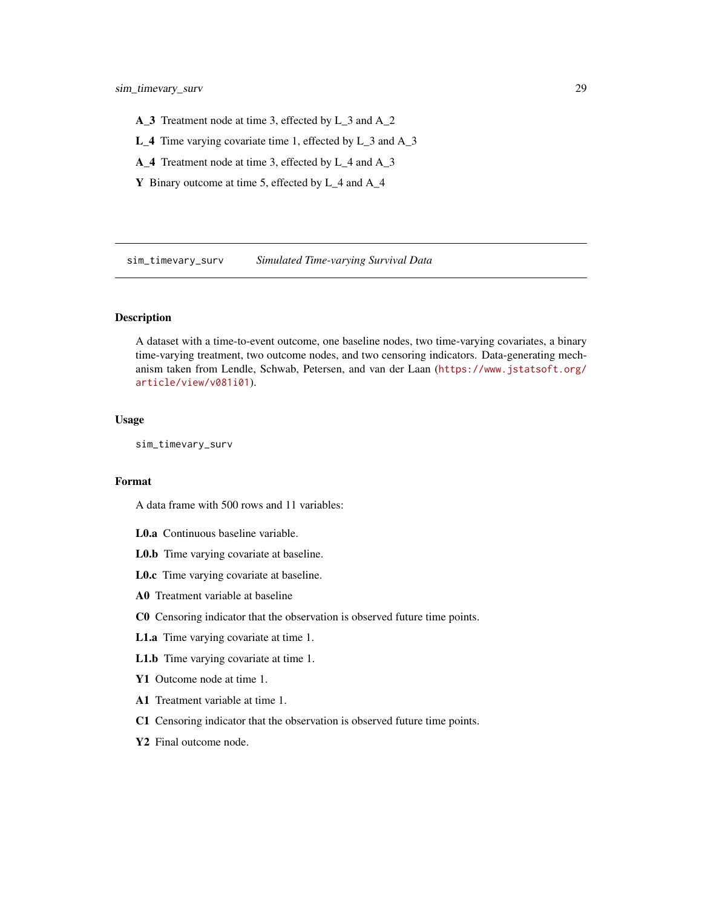**A_3** Treatment node at time 3, effected by L_3 and A_2

**L_4** Time varying covariate time 1, effected by L_3 and A_3

**A_4** Treatment node at time 3, effected by L_4 and A_3

**Y** Binary outcome at time 5, effected by L_4 and A_4

---

## sim_timevary_surv — *Simulated Time-varying Survival Data*

---

### Description

A dataset with a time-to-event outcome, one baseline nodes, two time-varying covariates, a binary time-varying treatment, two outcome nodes, and two censoring indicators. Data-generating mechanism taken from Lendle, Schwab, Petersen, and van der Laan (https://www.jstatsoft.org/article/view/v081i01).

### Usage

```
sim_timevary_surv
```

### Format

A data frame with 500 rows and 11 variables:

**L0.a** Continuous baseline variable.

**L0.b** Time varying covariate at baseline.

**L0.c** Time varying covariate at baseline.

**A0** Treatment variable at baseline

**C0** Censoring indicator that the observation is observed future time points.

**L1.a** Time varying covariate at time 1.

**L1.b** Time varying covariate at time 1.

**Y1** Outcome node at time 1.

**A1** Treatment variable at time 1.

**C1** Censoring indicator that the observation is observed future time points.

**Y2** Final outcome node.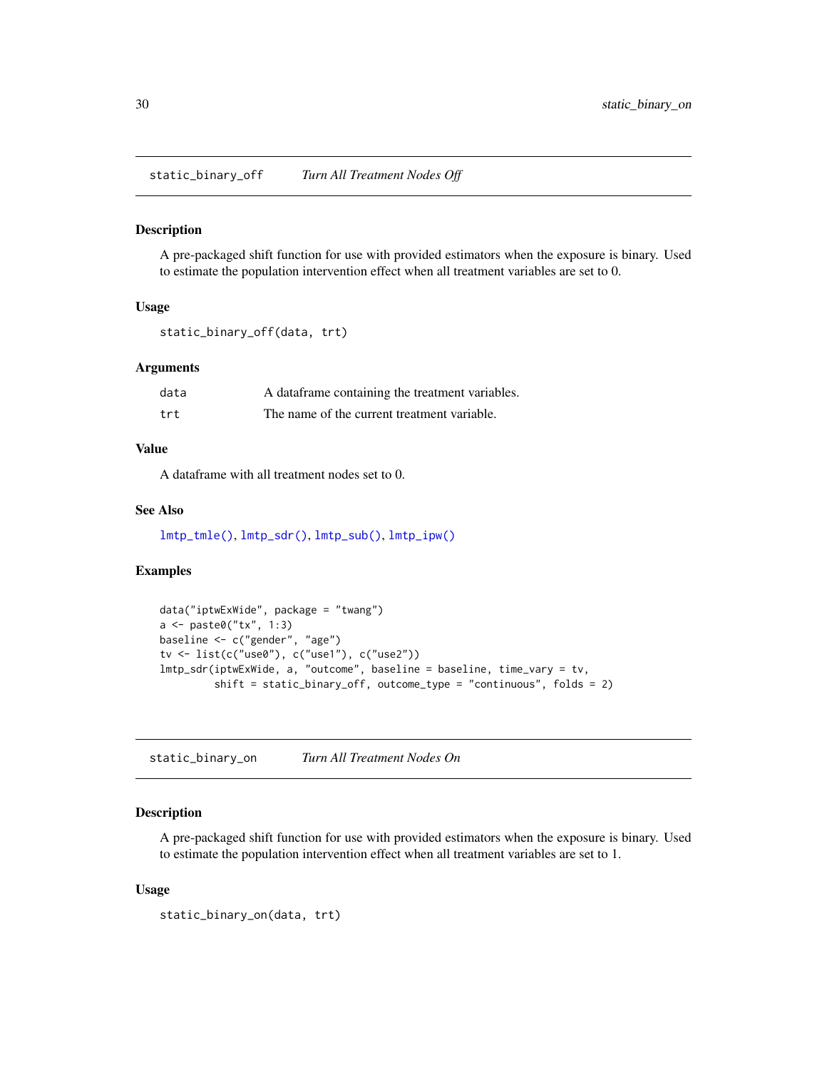## static_binary_off — *Turn All Treatment Nodes Off*

### Description

A pre-packaged shift function for use with provided estimators when the exposure is binary. Used to estimate the population intervention effect when all treatment variables are set to 0.

### Usage

```
static_binary_off(data, trt)
```

### Arguments

| | |
|---|---|
| data | A dataframe containing the treatment variables. |
| trt | The name of the current treatment variable. |

### Value

A dataframe with all treatment nodes set to 0.

### See Also

lmtp_tmle(), lmtp_sdr(), lmtp_sub(), lmtp_ipw()

### Examples

```
data("iptwExWide", package = "twang")
a <- paste0("tx", 1:3)
baseline <- c("gender", "age")
tv <- list(c("use0"), c("use1"), c("use2"))
lmtp_sdr(iptwExWide, a, "outcome", baseline = baseline, time_vary = tv,
         shift = static_binary_off, outcome_type = "continuous", folds = 2)
```

## static_binary_on — *Turn All Treatment Nodes On*

### Description

A pre-packaged shift function for use with provided estimators when the exposure is binary. Used to estimate the population intervention effect when all treatment variables are set to 1.

### Usage

```
static_binary_on(data, trt)
```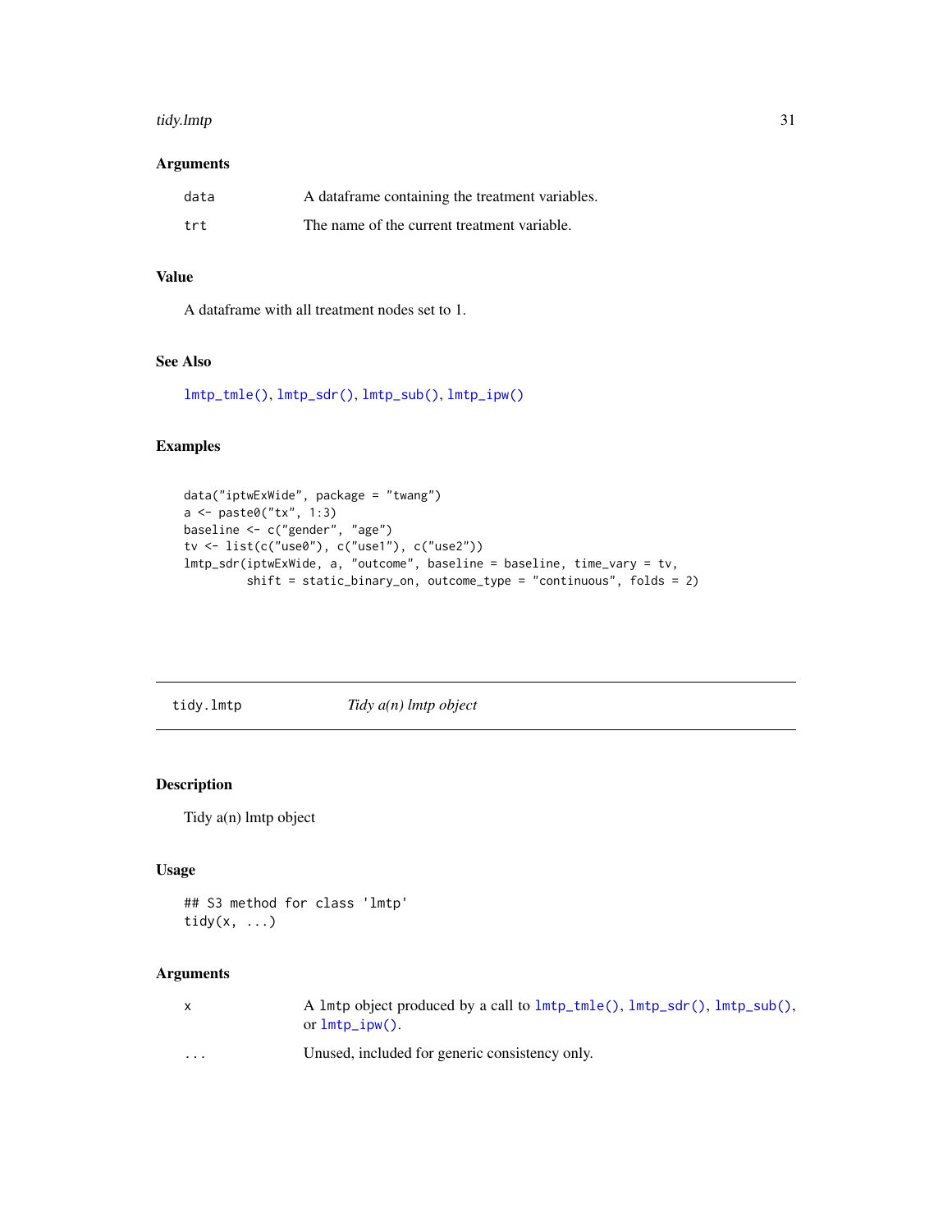### Arguments

| | |
|---|---|
| `data` | A dataframe containing the treatment variables. |
| `trt` | The name of the current treatment variable. |

### Value

A dataframe with all treatment nodes set to 1.

### See Also

`lmtp_tmle()`, `lmtp_sdr()`, `lmtp_sub()`, `lmtp_ipw()`

### Examples

```
data("iptwExWide", package = "twang")
a <- paste0("tx", 1:3)
baseline <- c("gender", "age")
tv <- list(c("use0"), c("use1"), c("use2"))
lmtp_sdr(iptwExWide, a, "outcome", baseline = baseline, time_vary = tv,
         shift = static_binary_on, outcome_type = "continuous", folds = 2)
```

---

## tidy.lmtp &nbsp;&nbsp;&nbsp;&nbsp; *Tidy a(n) lmtp object*

---

### Description

Tidy a(n) lmtp object

### Usage

```
## S3 method for class 'lmtp'
tidy(x, ...)
```

### Arguments

| | |
|---|---|
| `x` | A lmtp object produced by a call to `lmtp_tmle()`, `lmtp_sdr()`, `lmtp_sub()`, or `lmtp_ipw()`. |
| `...` | Unused, included for generic consistency only. |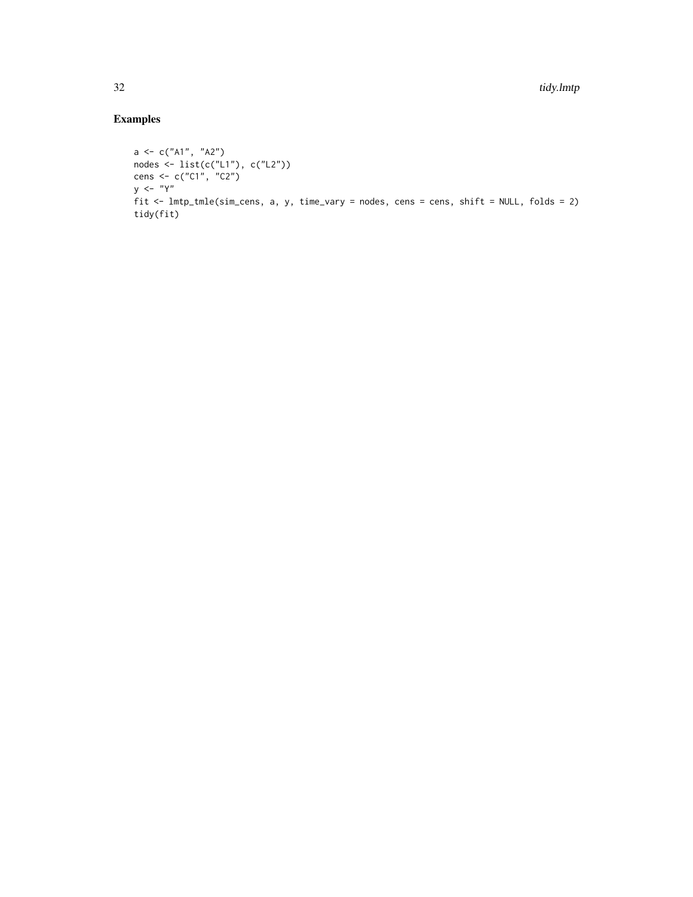## Examples

```
a <- c("A1", "A2")
nodes <- list(c("L1"), c("L2"))
cens <- c("C1", "C2")
y <- "Y"
fit <- lmtp_tmle(sim_cens, a, y, time_vary = nodes, cens = cens, shift = NULL, folds = 2)
tidy(fit)
```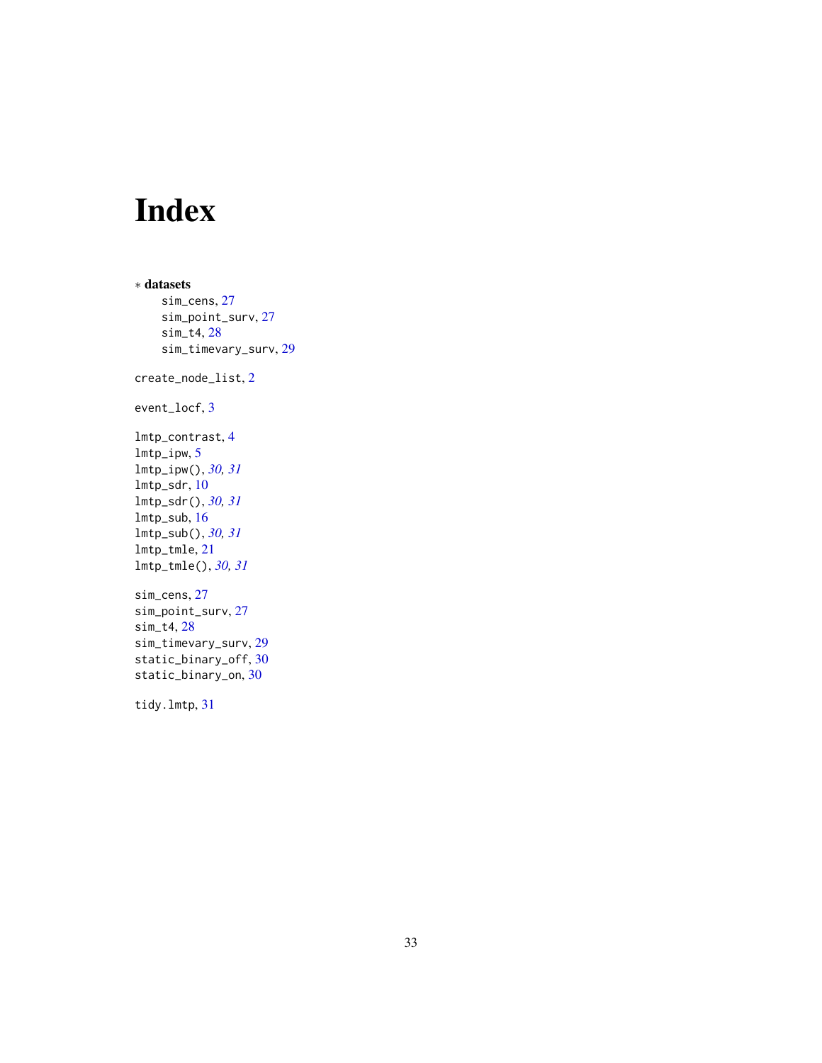# Index

∗ **datasets**

- sim_cens, 27
- sim_point_surv, 27
- sim_t4, 28
- sim_timevary_surv, 29

create_node_list, 2

event_locf, 3

lmtp_contrast, 4
lmtp_ipw, 5
lmtp_ipw(), *30, 31*
lmtp_sdr, 10
lmtp_sdr(), *30, 31*
lmtp_sub, 16
lmtp_sub(), *30, 31*
lmtp_tmle, 21
lmtp_tmle(), *30, 31*

sim_cens, 27
sim_point_surv, 27
sim_t4, 28
sim_timevary_surv, 29
static_binary_off, 30
static_binary_on, 30

tidy.lmtp, 31